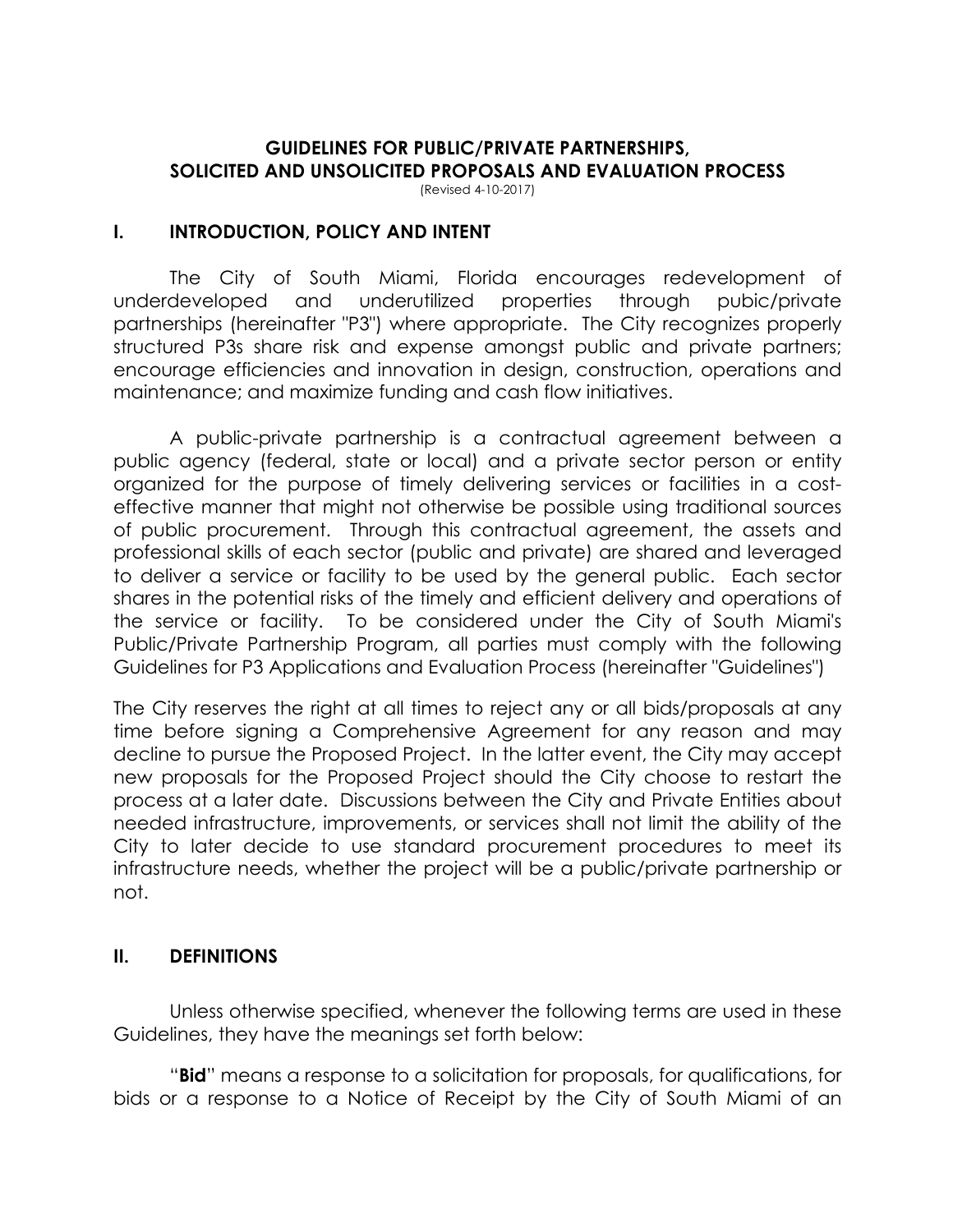# GUIDELINES FOR PUBLIC/PRIVATE PARTNERSHIPS, SOLICITED AND UNSOLICITED PROPOSALS AND EVALUATION PROCESS

(Revised 4-10-2017)

## I. INTRODUCTION, POLICY AND INTENT

The City of South Miami, Florida encourages redevelopment of underdeveloped and underutilized properties through pubic/private partnerships (hereinafter "P3") where appropriate. The City recognizes properly structured P3s share risk and expense amongst public and private partners; encourage efficiencies and innovation in design, construction, operations and maintenance; and maximize funding and cash flow initiatives.

A public-private partnership is a contractual agreement between a public agency (federal, state or local) and a private sector person or entity organized for the purpose of timely delivering services or facilities in a cost-effective manner that might not otherwise be possible using traditional sources of public procurement. Through this contractual agreement, the assets and professional skills of each sector (public and private) are shared and leveraged to deliver a service or facility to be used by the general public. Each sector shares in the potential risks of the timely and efficient delivery and operations of the service or facility. To be considered under the City of South Miami's Public/Private Partnership Program, all parties must comply with the following Guidelines for P3 Applications and Evaluation Process (hereinafter "Guidelines")

The City reserves the right at all times to reject any or all bids/proposals at any time before signing a Comprehensive Agreement for any reason and may decline to pursue the Proposed Project. In the latter event, the City may accept new proposals for the Proposed Project should the City choose to restart the process at a later date. Discussions between the City and Private Entities about needed infrastructure, improvements, or services shall not limit the ability of the City to later decide to use standard procurement procedures to meet its infrastructure needs, whether the project will be a public/private partnership or not.

## II. DEFINITIONS

Unless otherwise specified, whenever the following terms are used in these Guidelines, they have the meanings set forth below:

"**Bid**" means a response to a solicitation for proposals, for qualifications, for bids or a response to a Notice of Receipt by the City of South Miami of an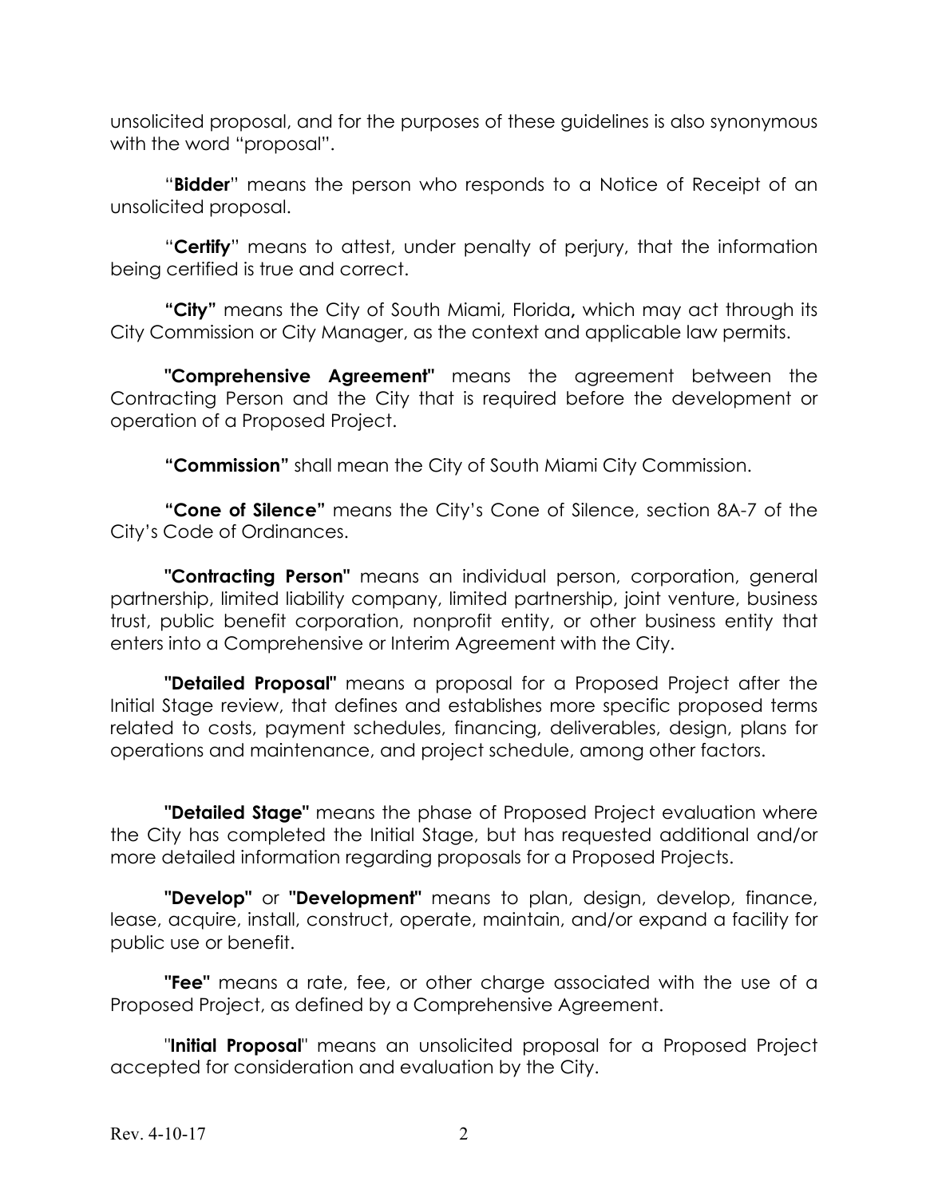unsolicited proposal, and for the purposes of these guidelines is also synonymous with the word "proposal".

"**Bidder**" means the person who responds to a Notice of Receipt of an unsolicited proposal.

"**Certify**" means to attest, under penalty of perjury, that the information being certified is true and correct.

**"City"** means the City of South Miami, Florida**,** which may act through its City Commission or City Manager, as the context and applicable law permits.

**"Comprehensive Agreement"** means the agreement between the Contracting Person and the City that is required before the development or operation of a Proposed Project.

**"Commission"** shall mean the City of South Miami City Commission.

**"Cone of Silence"** means the City's Cone of Silence, section 8A-7 of the City's Code of Ordinances.

**"Contracting Person"** means an individual person, corporation, general partnership, limited liability company, limited partnership, joint venture, business trust, public benefit corporation, nonprofit entity, or other business entity that enters into a Comprehensive or Interim Agreement with the City.

**"Detailed Proposal"** means a proposal for a Proposed Project after the Initial Stage review, that defines and establishes more specific proposed terms related to costs, payment schedules, financing, deliverables, design, plans for operations and maintenance, and project schedule, among other factors.

**"Detailed Stage"** means the phase of Proposed Project evaluation where the City has completed the Initial Stage, but has requested additional and/or more detailed information regarding proposals for a Proposed Projects.

**"Develop"** or **"Development"** means to plan, design, develop, finance, lease, acquire, install, construct, operate, maintain, and/or expand a facility for public use or benefit.

**"Fee"** means a rate, fee, or other charge associated with the use of a Proposed Project, as defined by a Comprehensive Agreement.

"**Initial Proposal**" means an unsolicited proposal for a Proposed Project accepted for consideration and evaluation by the City.

Rev. 4-10-17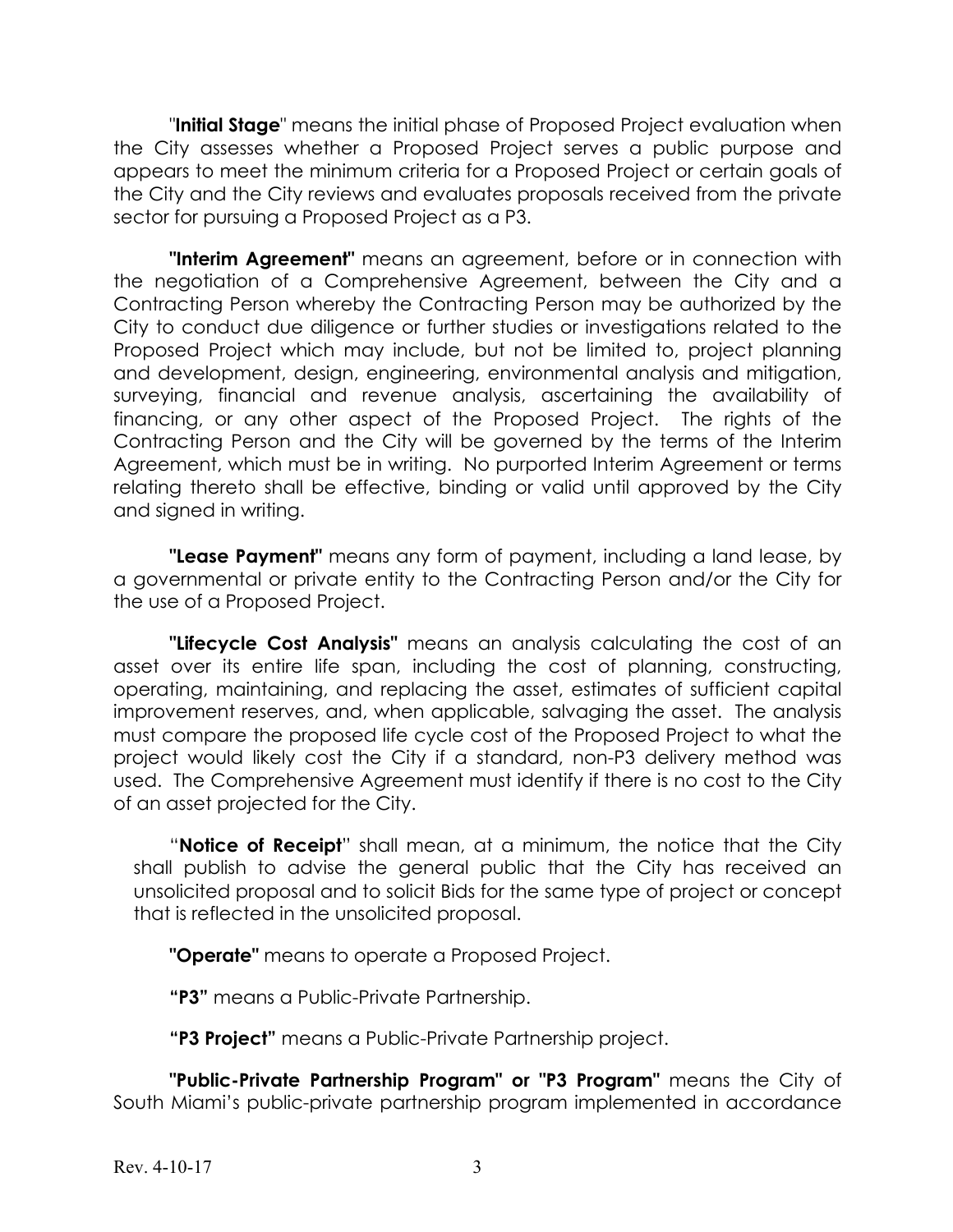"**Initial Stage**" means the initial phase of Proposed Project evaluation when the City assesses whether a Proposed Project serves a public purpose and appears to meet the minimum criteria for a Proposed Project or certain goals of the City and the City reviews and evaluates proposals received from the private sector for pursuing a Proposed Project as a P3.

**"Interim Agreement"** means an agreement, before or in connection with the negotiation of a Comprehensive Agreement, between the City and a Contracting Person whereby the Contracting Person may be authorized by the City to conduct due diligence or further studies or investigations related to the Proposed Project which may include, but not be limited to, project planning and development, design, engineering, environmental analysis and mitigation, surveying, financial and revenue analysis, ascertaining the availability of financing, or any other aspect of the Proposed Project. The rights of the Contracting Person and the City will be governed by the terms of the Interim Agreement, which must be in writing. No purported Interim Agreement or terms relating thereto shall be effective, binding or valid until approved by the City and signed in writing.

**"Lease Payment"** means any form of payment, including a land lease, by a governmental or private entity to the Contracting Person and/or the City for the use of a Proposed Project.

**"Lifecycle Cost Analysis"** means an analysis calculating the cost of an asset over its entire life span, including the cost of planning, constructing, operating, maintaining, and replacing the asset, estimates of sufficient capital improvement reserves, and, when applicable, salvaging the asset. The analysis must compare the proposed life cycle cost of the Proposed Project to what the project would likely cost the City if a standard, non-P3 delivery method was used. The Comprehensive Agreement must identify if there is no cost to the City of an asset projected for the City.

"**Notice of Receipt**" shall mean, at a minimum, the notice that the City shall publish to advise the general public that the City has received an unsolicited proposal and to solicit Bids for the same type of project or concept that is reflected in the unsolicited proposal.

**"Operate"** means to operate a Proposed Project.

**"P3"** means a Public-Private Partnership.

**"P3 Project"** means a Public-Private Partnership project.

**"Public-Private Partnership Program" or "P3 Program"** means the City of South Miami's public-private partnership program implemented in accordance

Rev. 4-10-17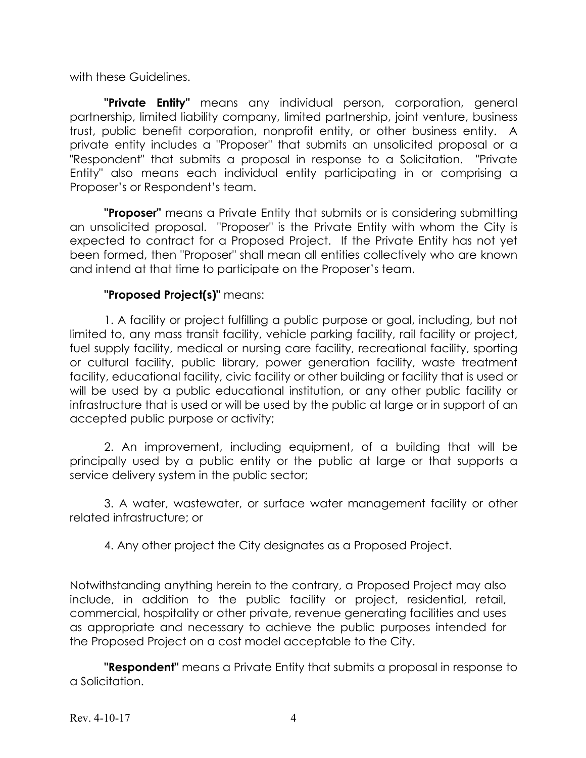with these Guidelines.

**"Private Entity"** means any individual person, corporation, general partnership, limited liability company, limited partnership, joint venture, business trust, public benefit corporation, nonprofit entity, or other business entity. A private entity includes a "Proposer" that submits an unsolicited proposal or a "Respondent" that submits a proposal in response to a Solicitation. "Private Entity" also means each individual entity participating in or comprising a Proposer's or Respondent's team.

**"Proposer"** means a Private Entity that submits or is considering submitting an unsolicited proposal. "Proposer" is the Private Entity with whom the City is expected to contract for a Proposed Project. If the Private Entity has not yet been formed, then "Proposer" shall mean all entities collectively who are known and intend at that time to participate on the Proposer's team.

**"Proposed Project(s)"** means:

1. A facility or project fulfilling a public purpose or goal, including, but not limited to, any mass transit facility, vehicle parking facility, rail facility or project, fuel supply facility, medical or nursing care facility, recreational facility, sporting or cultural facility, public library, power generation facility, waste treatment facility, educational facility, civic facility or other building or facility that is used or will be used by a public educational institution, or any other public facility or infrastructure that is used or will be used by the public at large or in support of an accepted public purpose or activity;

2. An improvement, including equipment, of a building that will be principally used by a public entity or the public at large or that supports a service delivery system in the public sector;

3. A water, wastewater, or surface water management facility or other related infrastructure; or

4. Any other project the City designates as a Proposed Project.

Notwithstanding anything herein to the contrary, a Proposed Project may also include, in addition to the public facility or project, residential, retail, commercial, hospitality or other private, revenue generating facilities and uses as appropriate and necessary to achieve the public purposes intended for the Proposed Project on a cost model acceptable to the City.

**"Respondent"** means a Private Entity that submits a proposal in response to a Solicitation.

Rev. 4-10-17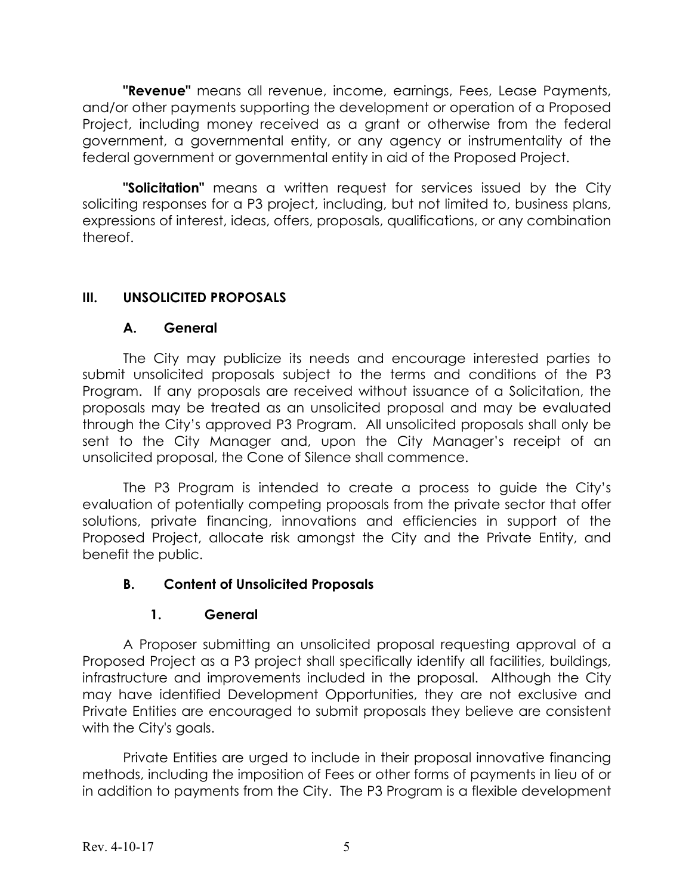**"Revenue"** means all revenue, income, earnings, Fees, Lease Payments, and/or other payments supporting the development or operation of a Proposed Project, including money received as a grant or otherwise from the federal government, a governmental entity, or any agency or instrumentality of the federal government or governmental entity in aid of the Proposed Project.

**"Solicitation"** means a written request for services issued by the City soliciting responses for a P3 project, including, but not limited to, business plans, expressions of interest, ideas, offers, proposals, qualifications, or any combination thereof.

## III. UNSOLICITED PROPOSALS

### A. General

The City may publicize its needs and encourage interested parties to submit unsolicited proposals subject to the terms and conditions of the P3 Program. If any proposals are received without issuance of a Solicitation, the proposals may be treated as an unsolicited proposal and may be evaluated through the City's approved P3 Program. All unsolicited proposals shall only be sent to the City Manager and, upon the City Manager's receipt of an unsolicited proposal, the Cone of Silence shall commence.

The P3 Program is intended to create a process to guide the City's evaluation of potentially competing proposals from the private sector that offer solutions, private financing, innovations and efficiencies in support of the Proposed Project, allocate risk amongst the City and the Private Entity, and benefit the public.

### B. Content of Unsolicited Proposals

#### 1. General

A Proposer submitting an unsolicited proposal requesting approval of a Proposed Project as a P3 project shall specifically identify all facilities, buildings, infrastructure and improvements included in the proposal. Although the City may have identified Development Opportunities, they are not exclusive and Private Entities are encouraged to submit proposals they believe are consistent with the City's goals.

Private Entities are urged to include in their proposal innovative financing methods, including the imposition of Fees or other forms of payments in lieu of or in addition to payments from the City. The P3 Program is a flexible development

Rev. 4-10-17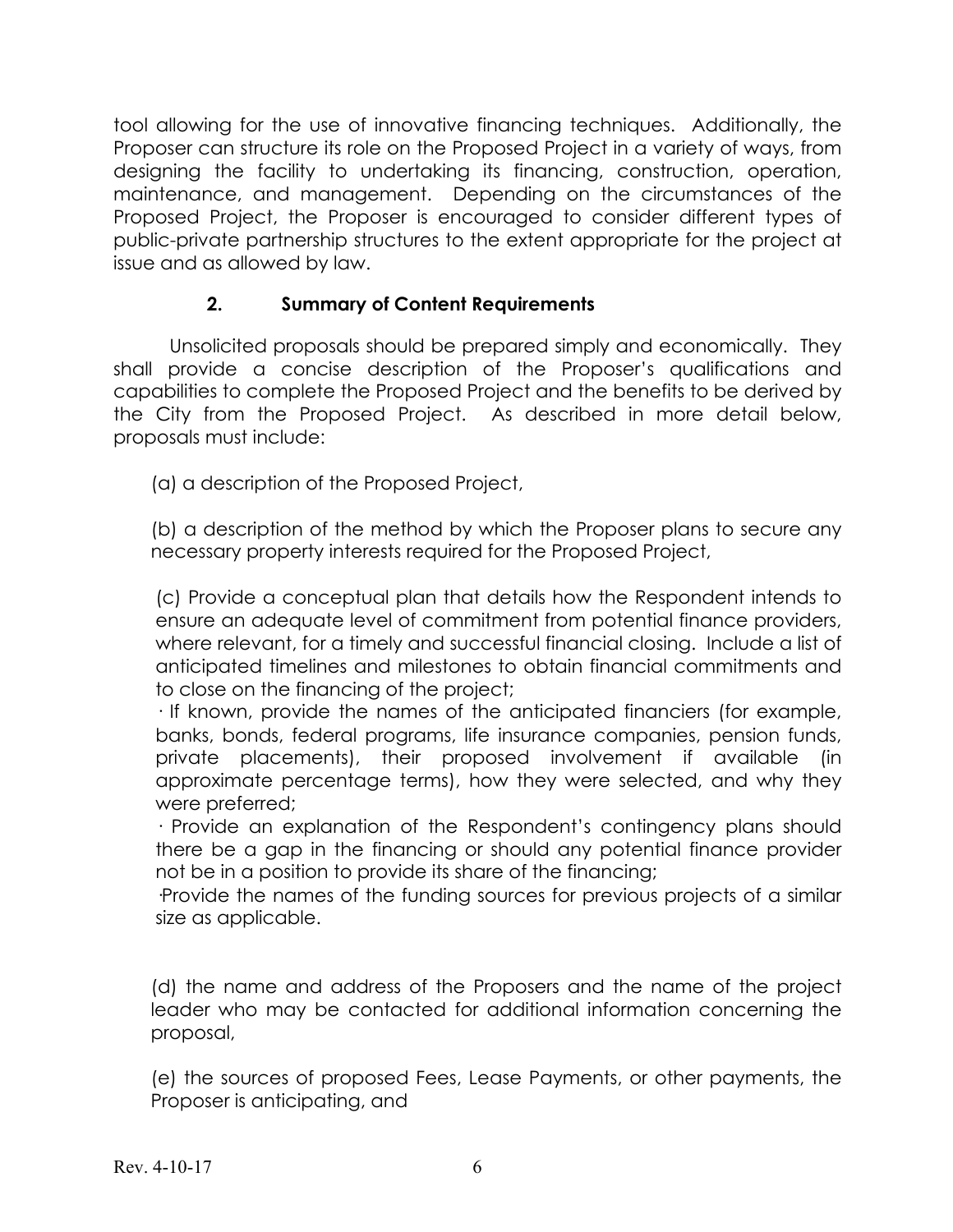tool allowing for the use of innovative financing techniques. Additionally, the Proposer can structure its role on the Proposed Project in a variety of ways, from designing the facility to undertaking its financing, construction, operation, maintenance, and management. Depending on the circumstances of the Proposed Project, the Proposer is encouraged to consider different types of public-private partnership structures to the extent appropriate for the project at issue and as allowed by law.

### 2. Summary of Content Requirements

Unsolicited proposals should be prepared simply and economically. They shall provide a concise description of the Proposer's qualifications and capabilities to complete the Proposed Project and the benefits to be derived by the City from the Proposed Project. As described in more detail below, proposals must include:

(a) a description of the Proposed Project,

(b) a description of the method by which the Proposer plans to secure any necessary property interests required for the Proposed Project,

(c) Provide a conceptual plan that details how the Respondent intends to ensure an adequate level of commitment from potential finance providers, where relevant, for a timely and successful financial closing. Include a list of anticipated timelines and milestones to obtain financial commitments and to close on the financing of the project;

· If known, provide the names of the anticipated financiers (for example, banks, bonds, federal programs, life insurance companies, pension funds, private placements), their proposed involvement if available (in approximate percentage terms), how they were selected, and why they were preferred;

· Provide an explanation of the Respondent's contingency plans should there be a gap in the financing or should any potential finance provider not be in a position to provide its share of the financing;

·Provide the names of the funding sources for previous projects of a similar size as applicable.

(d) the name and address of the Proposers and the name of the project leader who may be contacted for additional information concerning the proposal,

(e) the sources of proposed Fees, Lease Payments, or other payments, the Proposer is anticipating, and

Rev. 4-10-17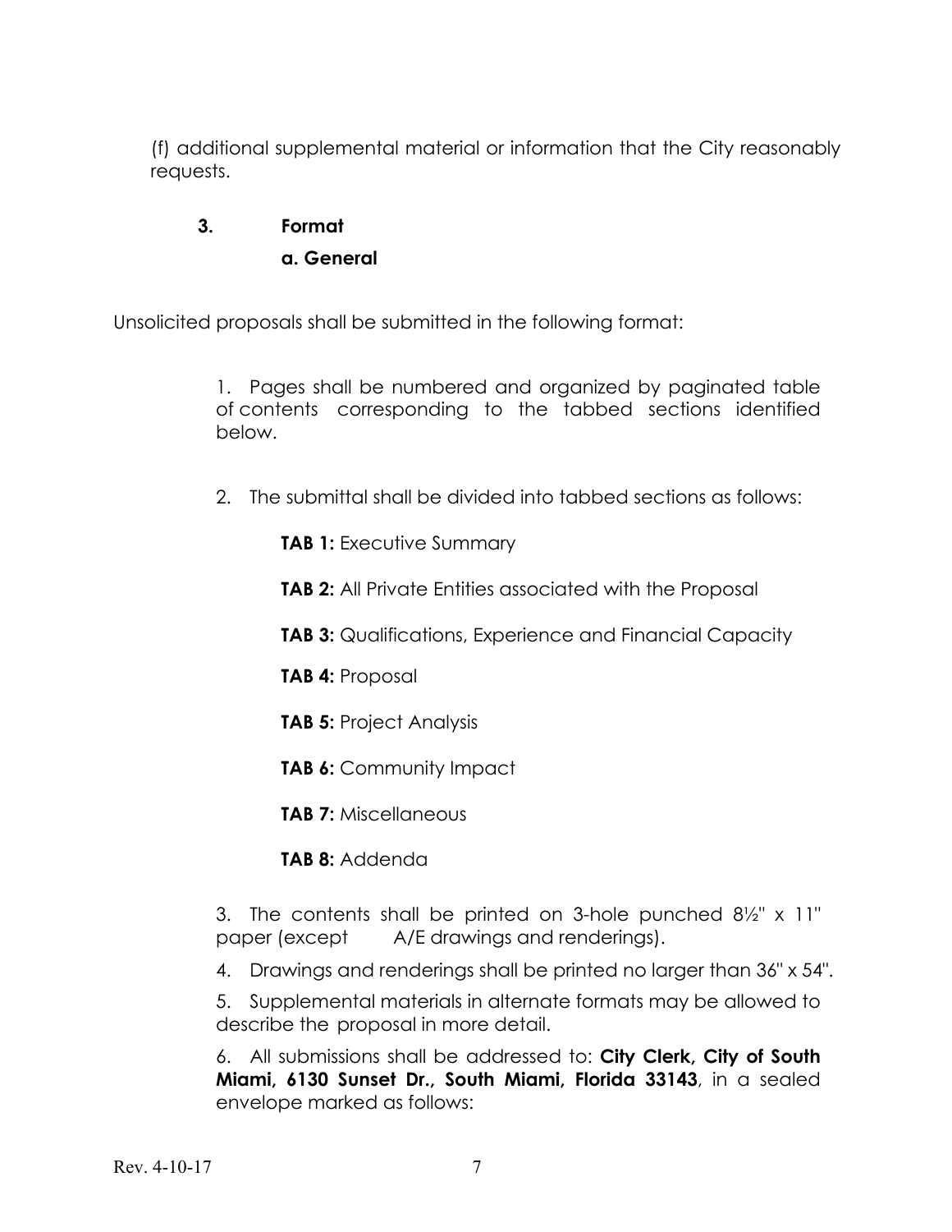(f) additional supplemental material or information that the City reasonably requests.

### 3. Format

#### a. General

Unsolicited proposals shall be submitted in the following format:

1. Pages shall be numbered and organized by paginated table of contents corresponding to the tabbed sections identified below.

2. The submittal shall be divided into tabbed sections as follows:

   **TAB 1:** Executive Summary

   **TAB 2:** All Private Entities associated with the Proposal

   **TAB 3:** Qualifications, Experience and Financial Capacity

   **TAB 4:** Proposal

   **TAB 5:** Project Analysis

   **TAB 6:** Community Impact

   **TAB 7:** Miscellaneous

   **TAB 8:** Addenda

3. The contents shall be printed on 3-hole punched 8½" x 11" paper (except A/E drawings and renderings).

4. Drawings and renderings shall be printed no larger than 36" x 54".

5. Supplemental materials in alternate formats may be allowed to describe the proposal in more detail.

6. All submissions shall be addressed to: **City Clerk, City of South Miami, 6130 Sunset Dr., South Miami, Florida 33143**, in a sealed envelope marked as follows: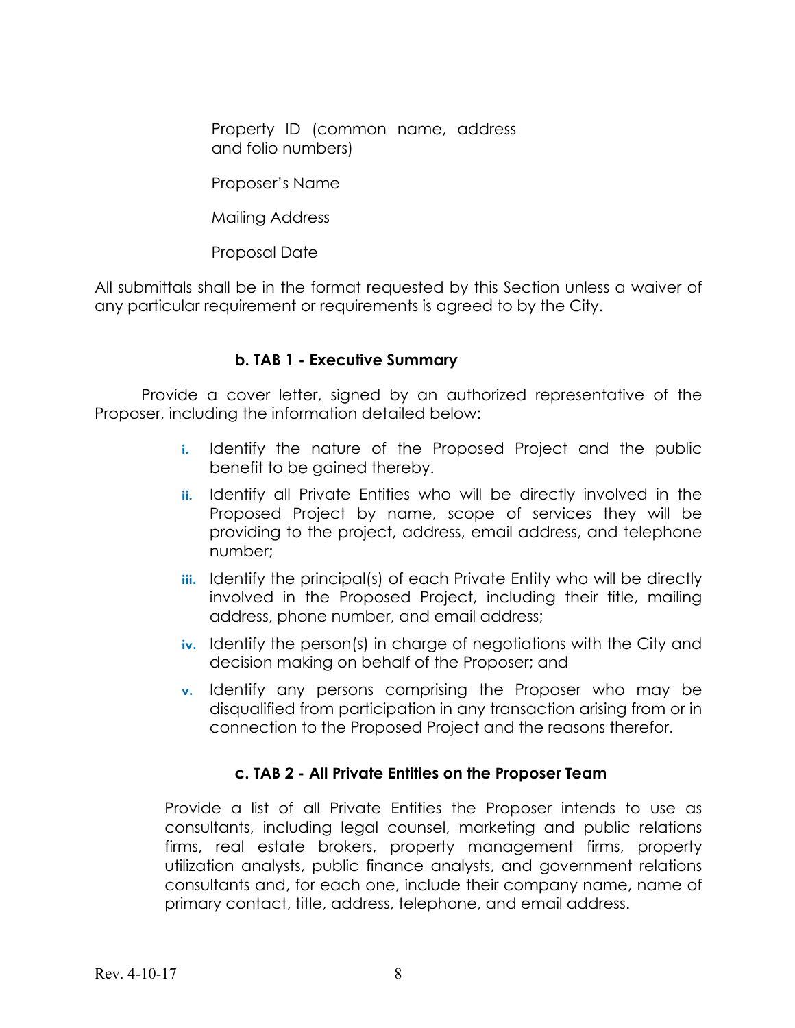Property ID (common name, address and folio numbers)

Proposer's Name

Mailing Address

Proposal Date

All submittals shall be in the format requested by this Section unless a waiver of any particular requirement or requirements is agreed to by the City.

### b. TAB 1 - Executive Summary

Provide a cover letter, signed by an authorized representative of the Proposer, including the information detailed below:

- i. Identify the nature of the Proposed Project and the public benefit to be gained thereby.
- ii. Identify all Private Entities who will be directly involved in the Proposed Project by name, scope of services they will be providing to the project, address, email address, and telephone number;
- iii. Identify the principal(s) of each Private Entity who will be directly involved in the Proposed Project, including their title, mailing address, phone number, and email address;
- iv. Identify the person(s) in charge of negotiations with the City and decision making on behalf of the Proposer; and
- v. Identify any persons comprising the Proposer who may be disqualified from participation in any transaction arising from or in connection to the Proposed Project and the reasons therefor.

### c. TAB 2 - All Private Entities on the Proposer Team

Provide a list of all Private Entities the Proposer intends to use as consultants, including legal counsel, marketing and public relations firms, real estate brokers, property management firms, property utilization analysts, public finance analysts, and government relations consultants and, for each one, include their company name, name of primary contact, title, address, telephone, and email address.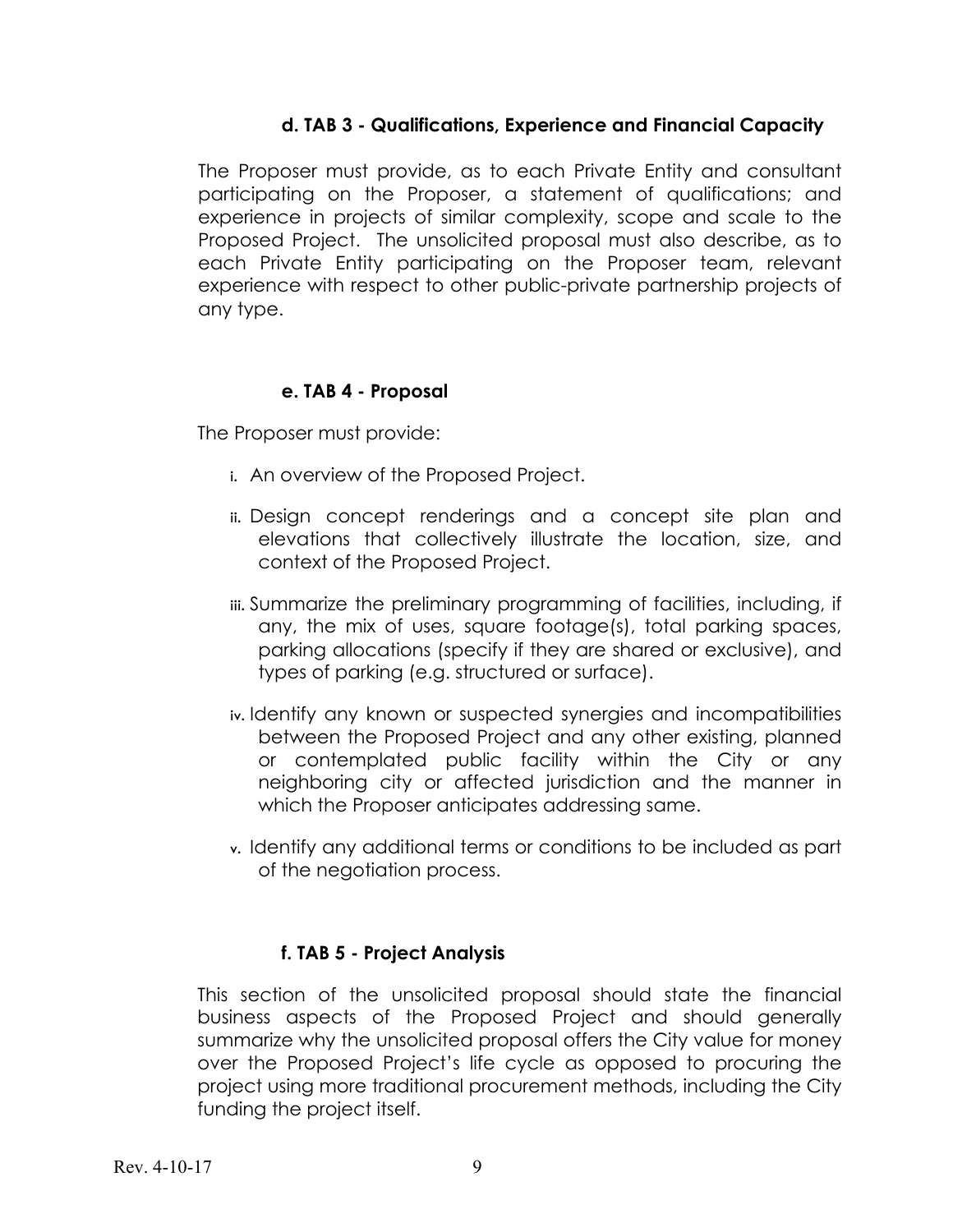#### d. TAB 3 - Qualifications, Experience and Financial Capacity

The Proposer must provide, as to each Private Entity and consultant participating on the Proposer, a statement of qualifications; and experience in projects of similar complexity, scope and scale to the Proposed Project. The unsolicited proposal must also describe, as to each Private Entity participating on the Proposer team, relevant experience with respect to other public-private partnership projects of any type.

#### e. TAB 4 - Proposal

The Proposer must provide:

i. An overview of the Proposed Project.

ii. Design concept renderings and a concept site plan and elevations that collectively illustrate the location, size, and context of the Proposed Project.

iii. Summarize the preliminary programming of facilities, including, if any, the mix of uses, square footage(s), total parking spaces, parking allocations (specify if they are shared or exclusive), and types of parking (e.g. structured or surface).

iv. Identify any known or suspected synergies and incompatibilities between the Proposed Project and any other existing, planned or contemplated public facility within the City or any neighboring city or affected jurisdiction and the manner in which the Proposer anticipates addressing same.

v. Identify any additional terms or conditions to be included as part of the negotiation process.

#### f. TAB 5 - Project Analysis

This section of the unsolicited proposal should state the financial business aspects of the Proposed Project and should generally summarize why the unsolicited proposal offers the City value for money over the Proposed Project's life cycle as opposed to procuring the project using more traditional procurement methods, including the City funding the project itself.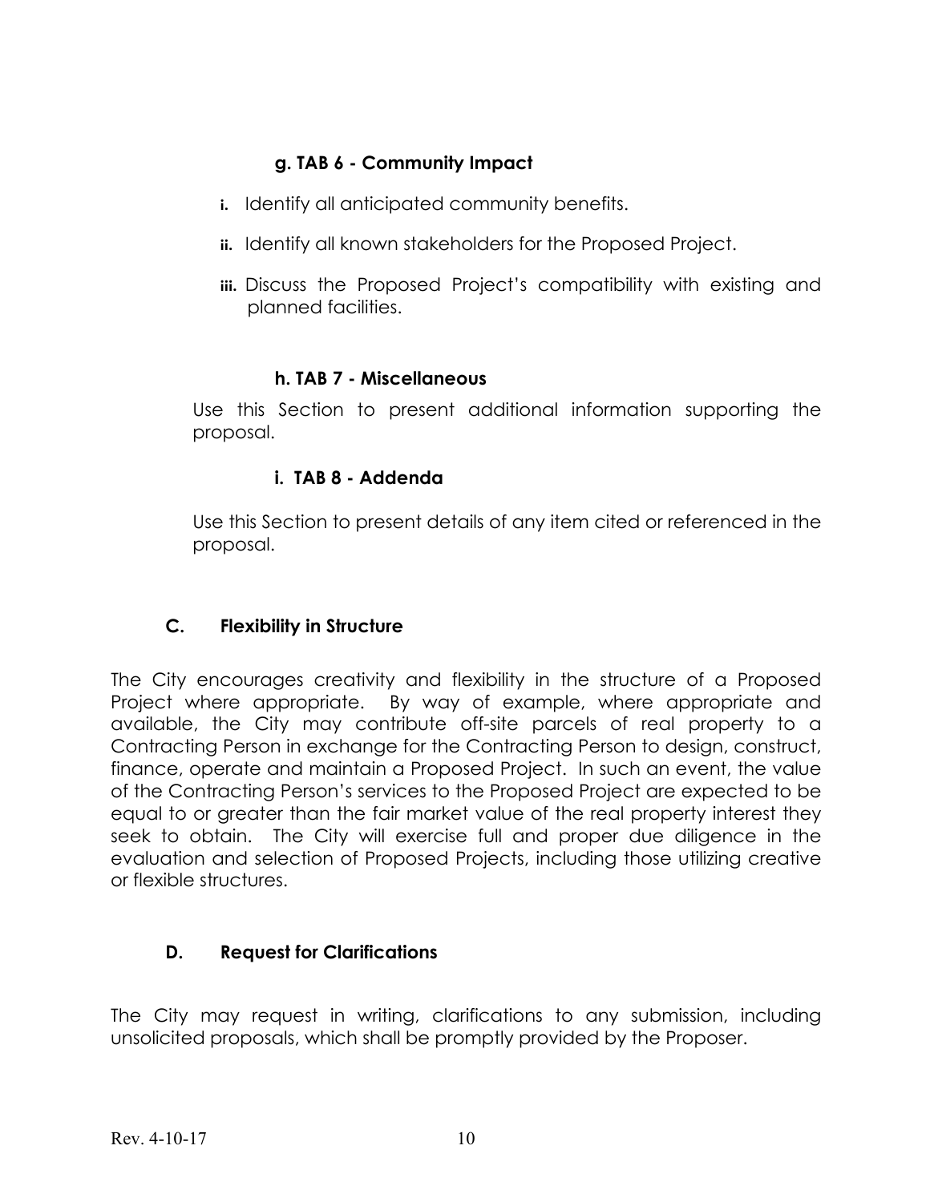#### g. TAB 6 - Community Impact

i. Identify all anticipated community benefits.

ii. Identify all known stakeholders for the Proposed Project.

iii. Discuss the Proposed Project's compatibility with existing and planned facilities.

#### h. TAB 7 - Miscellaneous

Use this Section to present additional information supporting the proposal.

#### i. TAB 8 - Addenda

Use this Section to present details of any item cited or referenced in the proposal.

### C. Flexibility in Structure

The City encourages creativity and flexibility in the structure of a Proposed Project where appropriate. By way of example, where appropriate and available, the City may contribute off-site parcels of real property to a Contracting Person in exchange for the Contracting Person to design, construct, finance, operate and maintain a Proposed Project. In such an event, the value of the Contracting Person's services to the Proposed Project are expected to be equal to or greater than the fair market value of the real property interest they seek to obtain. The City will exercise full and proper due diligence in the evaluation and selection of Proposed Projects, including those utilizing creative or flexible structures.

### D. Request for Clarifications

The City may request in writing, clarifications to any submission, including unsolicited proposals, which shall be promptly provided by the Proposer.

Rev. 4-10-17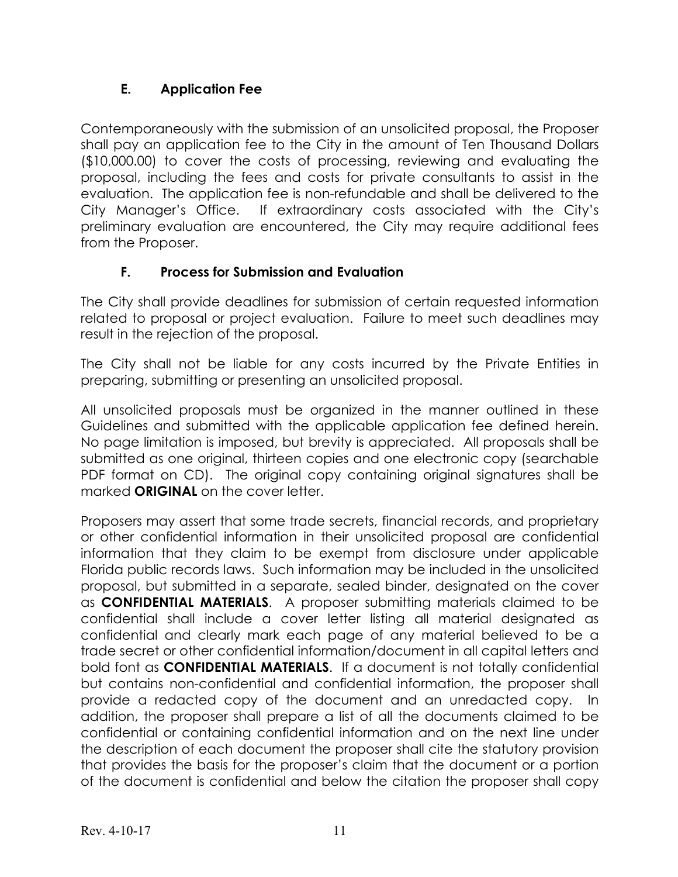### E. Application Fee

Contemporaneously with the submission of an unsolicited proposal, the Proposer shall pay an application fee to the City in the amount of Ten Thousand Dollars ($10,000.00) to cover the costs of processing, reviewing and evaluating the proposal, including the fees and costs for private consultants to assist in the evaluation. The application fee is non-refundable and shall be delivered to the City Manager's Office. If extraordinary costs associated with the City's preliminary evaluation are encountered, the City may require additional fees from the Proposer.

### F. Process for Submission and Evaluation

The City shall provide deadlines for submission of certain requested information related to proposal or project evaluation. Failure to meet such deadlines may result in the rejection of the proposal.

The City shall not be liable for any costs incurred by the Private Entities in preparing, submitting or presenting an unsolicited proposal.

All unsolicited proposals must be organized in the manner outlined in these Guidelines and submitted with the applicable application fee defined herein. No page limitation is imposed, but brevity is appreciated. All proposals shall be submitted as one original, thirteen copies and one electronic copy (searchable PDF format on CD). The original copy containing original signatures shall be marked **ORIGINAL** on the cover letter.

Proposers may assert that some trade secrets, financial records, and proprietary or other confidential information in their unsolicited proposal are confidential information that they claim to be exempt from disclosure under applicable Florida public records laws. Such information may be included in the unsolicited proposal, but submitted in a separate, sealed binder, designated on the cover as **CONFIDENTIAL MATERIALS**. A proposer submitting materials claimed to be confidential shall include a cover letter listing all material designated as confidential and clearly mark each page of any material believed to be a trade secret or other confidential information/document in all capital letters and bold font as **CONFIDENTIAL MATERIALS**. If a document is not totally confidential but contains non-confidential and confidential information, the proposer shall provide a redacted copy of the document and an unredacted copy. In addition, the proposer shall prepare a list of all the documents claimed to be confidential or containing confidential information and on the next line under the description of each document the proposer shall cite the statutory provision that provides the basis for the proposer's claim that the document or a portion of the document is confidential and below the citation the proposer shall copy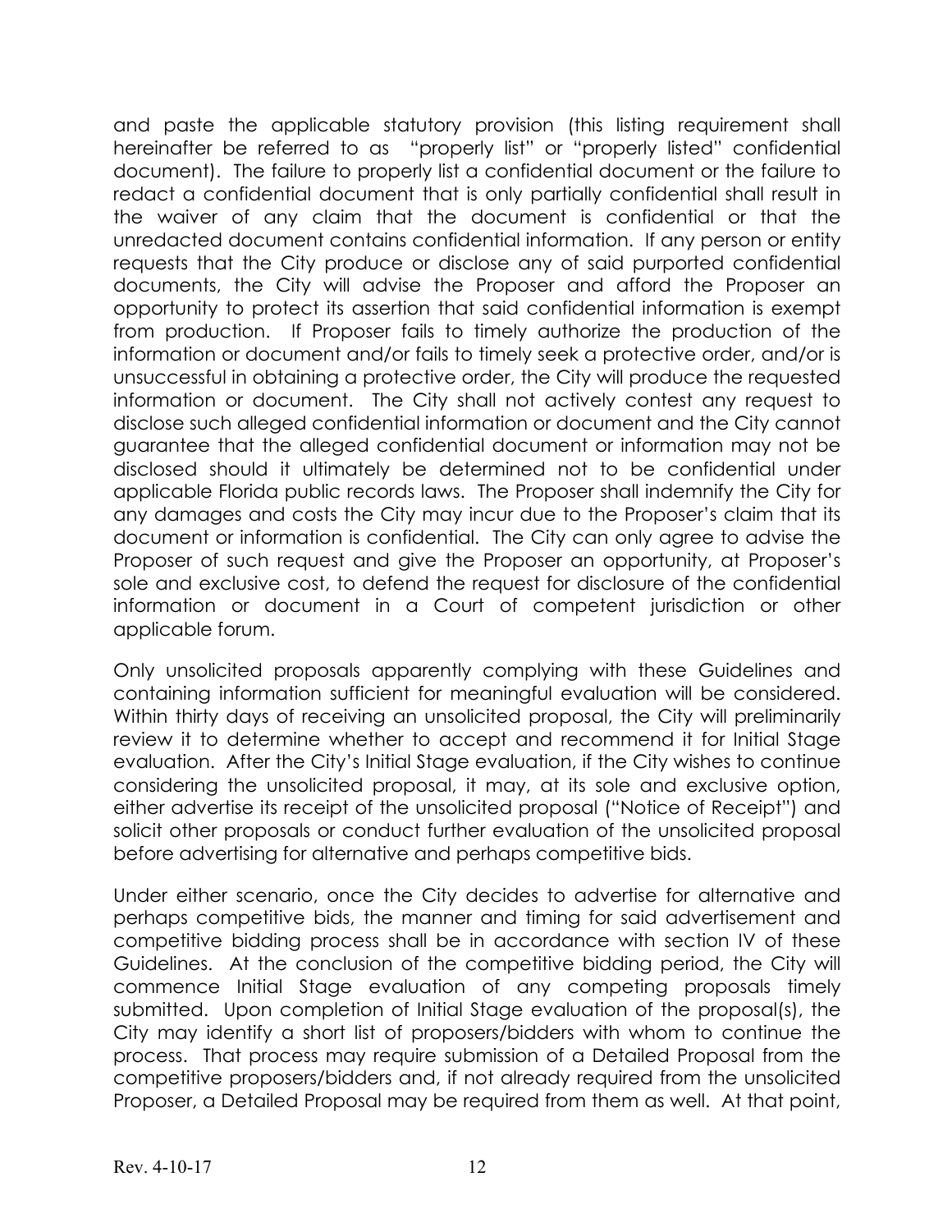and paste the applicable statutory provision (this listing requirement shall hereinafter be referred to as "properly list" or "properly listed" confidential document). The failure to properly list a confidential document or the failure to redact a confidential document that is only partially confidential shall result in the waiver of any claim that the document is confidential or that the unredacted document contains confidential information. If any person or entity requests that the City produce or disclose any of said purported confidential documents, the City will advise the Proposer and afford the Proposer an opportunity to protect its assertion that said confidential information is exempt from production. If Proposer fails to timely authorize the production of the information or document and/or fails to timely seek a protective order, and/or is unsuccessful in obtaining a protective order, the City will produce the requested information or document. The City shall not actively contest any request to disclose such alleged confidential information or document and the City cannot guarantee that the alleged confidential document or information may not be disclosed should it ultimately be determined not to be confidential under applicable Florida public records laws. The Proposer shall indemnify the City for any damages and costs the City may incur due to the Proposer's claim that its document or information is confidential. The City can only agree to advise the Proposer of such request and give the Proposer an opportunity, at Proposer's sole and exclusive cost, to defend the request for disclosure of the confidential information or document in a Court of competent jurisdiction or other applicable forum.

Only unsolicited proposals apparently complying with these Guidelines and containing information sufficient for meaningful evaluation will be considered. Within thirty days of receiving an unsolicited proposal, the City will preliminarily review it to determine whether to accept and recommend it for Initial Stage evaluation. After the City's Initial Stage evaluation, if the City wishes to continue considering the unsolicited proposal, it may, at its sole and exclusive option, either advertise its receipt of the unsolicited proposal ("Notice of Receipt") and solicit other proposals or conduct further evaluation of the unsolicited proposal before advertising for alternative and perhaps competitive bids.

Under either scenario, once the City decides to advertise for alternative and perhaps competitive bids, the manner and timing for said advertisement and competitive bidding process shall be in accordance with section IV of these Guidelines. At the conclusion of the competitive bidding period, the City will commence Initial Stage evaluation of any competing proposals timely submitted. Upon completion of Initial Stage evaluation of the proposal(s), the City may identify a short list of proposers/bidders with whom to continue the process. That process may require submission of a Detailed Proposal from the competitive proposers/bidders and, if not already required from the unsolicited Proposer, a Detailed Proposal may be required from them as well. At that point,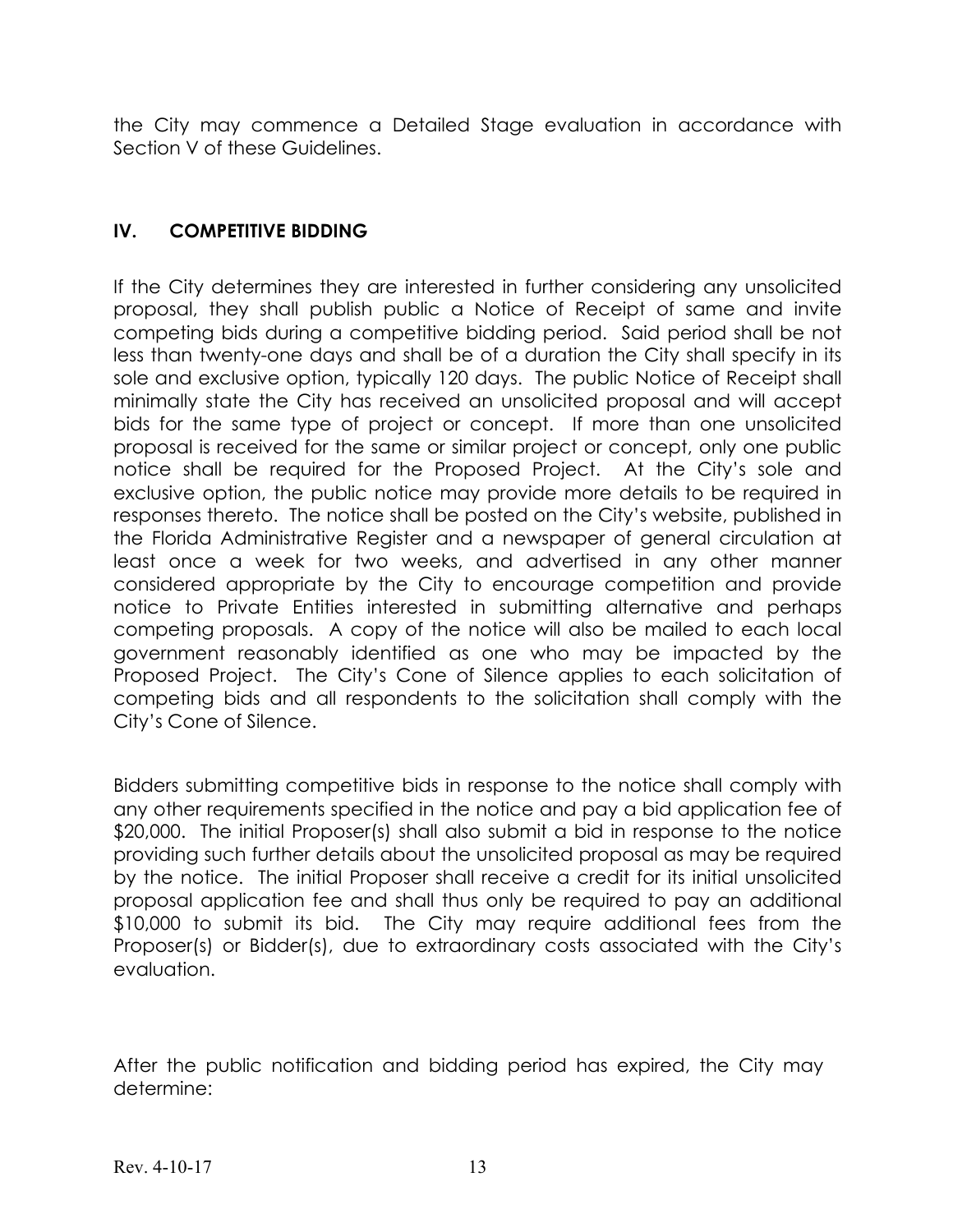the City may commence a Detailed Stage evaluation in accordance with Section V of these Guidelines.

## IV. COMPETITIVE BIDDING

If the City determines they are interested in further considering any unsolicited proposal, they shall publish public a Notice of Receipt of same and invite competing bids during a competitive bidding period. Said period shall be not less than twenty-one days and shall be of a duration the City shall specify in its sole and exclusive option, typically 120 days. The public Notice of Receipt shall minimally state the City has received an unsolicited proposal and will accept bids for the same type of project or concept. If more than one unsolicited proposal is received for the same or similar project or concept, only one public notice shall be required for the Proposed Project. At the City's sole and exclusive option, the public notice may provide more details to be required in responses thereto. The notice shall be posted on the City's website, published in the Florida Administrative Register and a newspaper of general circulation at least once a week for two weeks, and advertised in any other manner considered appropriate by the City to encourage competition and provide notice to Private Entities interested in submitting alternative and perhaps competing proposals. A copy of the notice will also be mailed to each local government reasonably identified as one who may be impacted by the Proposed Project. The City's Cone of Silence applies to each solicitation of competing bids and all respondents to the solicitation shall comply with the City's Cone of Silence.

Bidders submitting competitive bids in response to the notice shall comply with any other requirements specified in the notice and pay a bid application fee of $20,000. The initial Proposer(s) shall also submit a bid in response to the notice providing such further details about the unsolicited proposal as may be required by the notice. The initial Proposer shall receive a credit for its initial unsolicited proposal application fee and shall thus only be required to pay an additional $10,000 to submit its bid. The City may require additional fees from the Proposer(s) or Bidder(s), due to extraordinary costs associated with the City's evaluation.

After the public notification and bidding period has expired, the City may determine: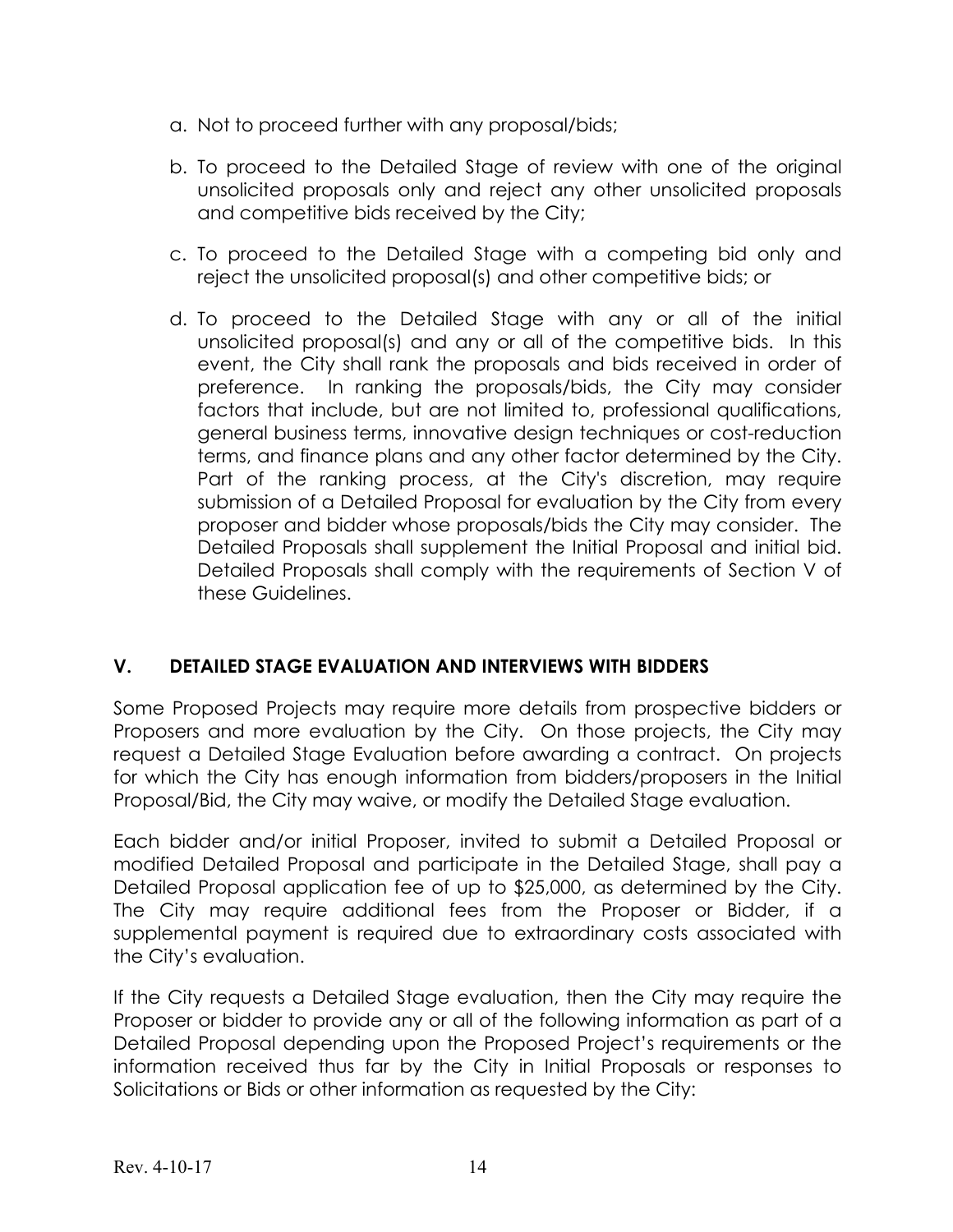a. Not to proceed further with any proposal/bids;

b. To proceed to the Detailed Stage of review with one of the original unsolicited proposals only and reject any other unsolicited proposals and competitive bids received by the City;

c. To proceed to the Detailed Stage with a competing bid only and reject the unsolicited proposal(s) and other competitive bids; or

d. To proceed to the Detailed Stage with any or all of the initial unsolicited proposal(s) and any or all of the competitive bids. In this event, the City shall rank the proposals and bids received in order of preference. In ranking the proposals/bids, the City may consider factors that include, but are not limited to, professional qualifications, general business terms, innovative design techniques or cost-reduction terms, and finance plans and any other factor determined by the City. Part of the ranking process, at the City's discretion, may require submission of a Detailed Proposal for evaluation by the City from every proposer and bidder whose proposals/bids the City may consider. The Detailed Proposals shall supplement the Initial Proposal and initial bid. Detailed Proposals shall comply with the requirements of Section V of these Guidelines.

## V. DETAILED STAGE EVALUATION AND INTERVIEWS WITH BIDDERS

Some Proposed Projects may require more details from prospective bidders or Proposers and more evaluation by the City. On those projects, the City may request a Detailed Stage Evaluation before awarding a contract. On projects for which the City has enough information from bidders/proposers in the Initial Proposal/Bid, the City may waive, or modify the Detailed Stage evaluation.

Each bidder and/or initial Proposer, invited to submit a Detailed Proposal or modified Detailed Proposal and participate in the Detailed Stage, shall pay a Detailed Proposal application fee of up to $25,000, as determined by the City. The City may require additional fees from the Proposer or Bidder, if a supplemental payment is required due to extraordinary costs associated with the City's evaluation.

If the City requests a Detailed Stage evaluation, then the City may require the Proposer or bidder to provide any or all of the following information as part of a Detailed Proposal depending upon the Proposed Project's requirements or the information received thus far by the City in Initial Proposals or responses to Solicitations or Bids or other information as requested by the City: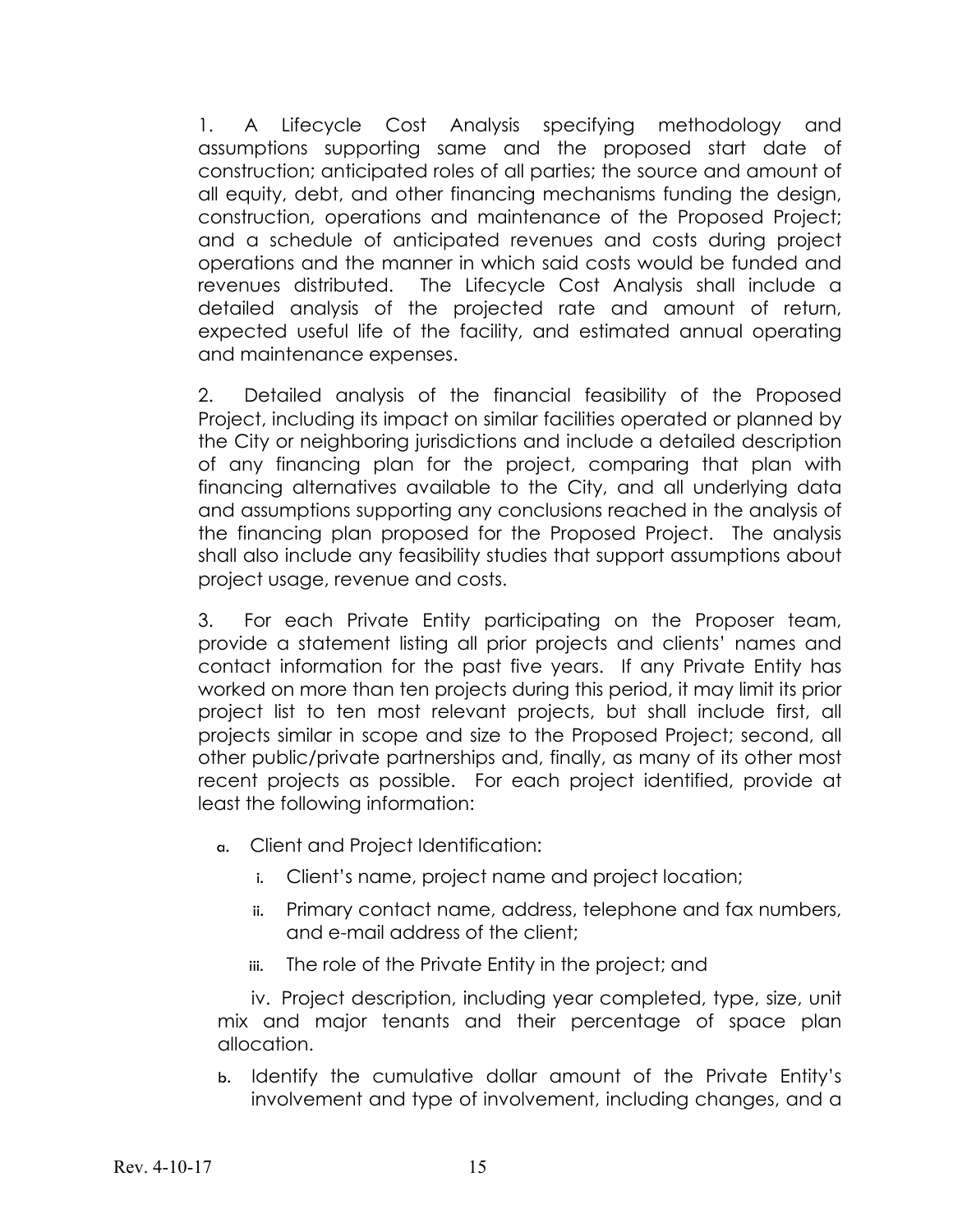1. A Lifecycle Cost Analysis specifying methodology and assumptions supporting same and the proposed start date of construction; anticipated roles of all parties; the source and amount of all equity, debt, and other financing mechanisms funding the design, construction, operations and maintenance of the Proposed Project; and a schedule of anticipated revenues and costs during project operations and the manner in which said costs would be funded and revenues distributed. The Lifecycle Cost Analysis shall include a detailed analysis of the projected rate and amount of return, expected useful life of the facility, and estimated annual operating and maintenance expenses.

2. Detailed analysis of the financial feasibility of the Proposed Project, including its impact on similar facilities operated or planned by the City or neighboring jurisdictions and include a detailed description of any financing plan for the project, comparing that plan with financing alternatives available to the City, and all underlying data and assumptions supporting any conclusions reached in the analysis of the financing plan proposed for the Proposed Project. The analysis shall also include any feasibility studies that support assumptions about project usage, revenue and costs.

3. For each Private Entity participating on the Proposer team, provide a statement listing all prior projects and clients' names and contact information for the past five years. If any Private Entity has worked on more than ten projects during this period, it may limit its prior project list to ten most relevant projects, but shall include first, all projects similar in scope and size to the Proposed Project; second, all other public/private partnerships and, finally, as many of its other most recent projects as possible. For each project identified, provide at least the following information:

   a. Client and Project Identification:

      i. Client's name, project name and project location;

      ii. Primary contact name, address, telephone and fax numbers, and e-mail address of the client;

      iii. The role of the Private Entity in the project; and

      iv. Project description, including year completed, type, size, unit mix and major tenants and their percentage of space plan allocation.

   b. Identify the cumulative dollar amount of the Private Entity's involvement and type of involvement, including changes, and a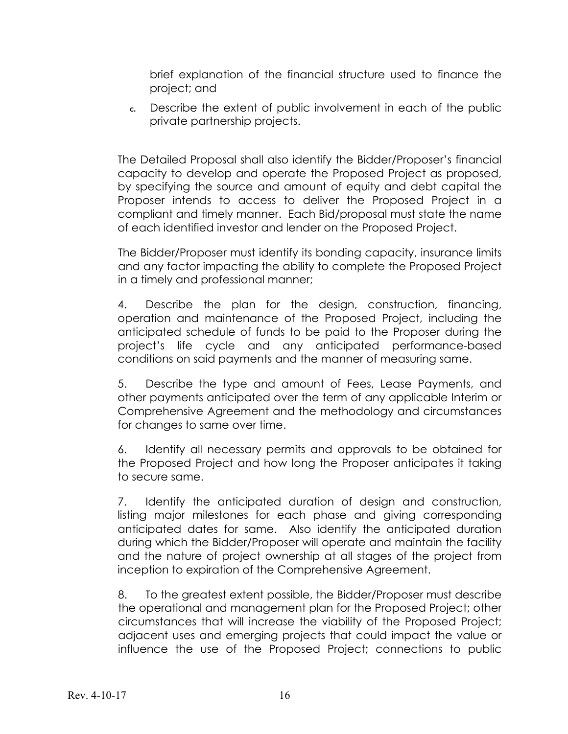brief explanation of the financial structure used to finance the project; and

c. Describe the extent of public involvement in each of the public private partnership projects.

The Detailed Proposal shall also identify the Bidder/Proposer's financial capacity to develop and operate the Proposed Project as proposed, by specifying the source and amount of equity and debt capital the Proposer intends to access to deliver the Proposed Project in a compliant and timely manner. Each Bid/proposal must state the name of each identified investor and lender on the Proposed Project.

The Bidder/Proposer must identify its bonding capacity, insurance limits and any factor impacting the ability to complete the Proposed Project in a timely and professional manner;

4. Describe the plan for the design, construction, financing, operation and maintenance of the Proposed Project, including the anticipated schedule of funds to be paid to the Proposer during the project's life cycle and any anticipated performance-based conditions on said payments and the manner of measuring same.

5. Describe the type and amount of Fees, Lease Payments, and other payments anticipated over the term of any applicable Interim or Comprehensive Agreement and the methodology and circumstances for changes to same over time.

6. Identify all necessary permits and approvals to be obtained for the Proposed Project and how long the Proposer anticipates it taking to secure same.

7. Identify the anticipated duration of design and construction, listing major milestones for each phase and giving corresponding anticipated dates for same. Also identify the anticipated duration during which the Bidder/Proposer will operate and maintain the facility and the nature of project ownership at all stages of the project from inception to expiration of the Comprehensive Agreement.

8. To the greatest extent possible, the Bidder/Proposer must describe the operational and management plan for the Proposed Project; other circumstances that will increase the viability of the Proposed Project; adjacent uses and emerging projects that could impact the value or influence the use of the Proposed Project; connections to public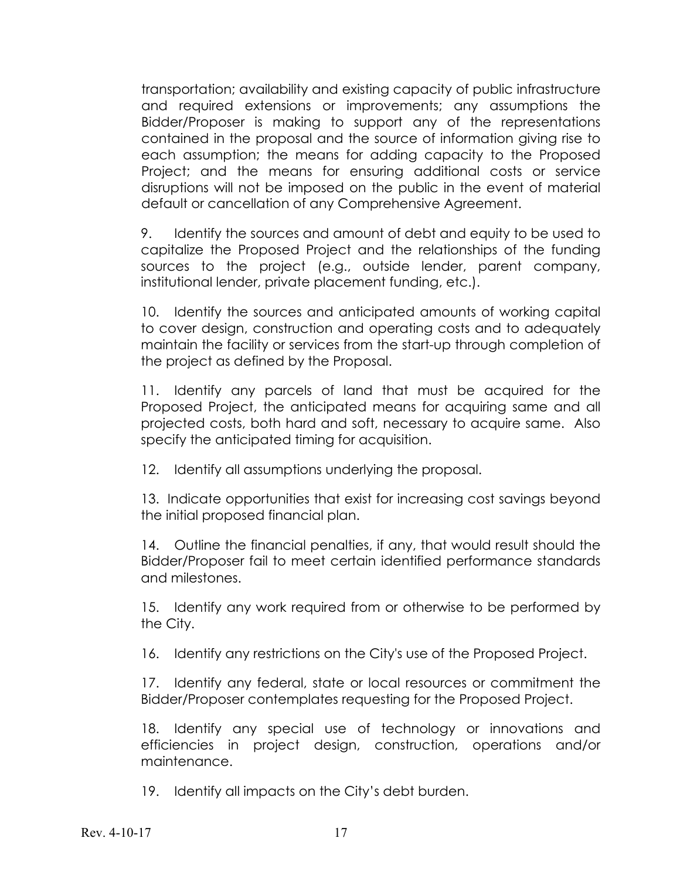transportation; availability and existing capacity of public infrastructure and required extensions or improvements; any assumptions the Bidder/Proposer is making to support any of the representations contained in the proposal and the source of information giving rise to each assumption; the means for adding capacity to the Proposed Project; and the means for ensuring additional costs or service disruptions will not be imposed on the public in the event of material default or cancellation of any Comprehensive Agreement.

9. Identify the sources and amount of debt and equity to be used to capitalize the Proposed Project and the relationships of the funding sources to the project (e.g., outside lender, parent company, institutional lender, private placement funding, etc.).

10. Identify the sources and anticipated amounts of working capital to cover design, construction and operating costs and to adequately maintain the facility or services from the start-up through completion of the project as defined by the Proposal.

11. Identify any parcels of land that must be acquired for the Proposed Project, the anticipated means for acquiring same and all projected costs, both hard and soft, necessary to acquire same. Also specify the anticipated timing for acquisition.

12. Identify all assumptions underlying the proposal.

13. Indicate opportunities that exist for increasing cost savings beyond the initial proposed financial plan.

14. Outline the financial penalties, if any, that would result should the Bidder/Proposer fail to meet certain identified performance standards and milestones.

15. Identify any work required from or otherwise to be performed by the City.

16. Identify any restrictions on the City's use of the Proposed Project.

17. Identify any federal, state or local resources or commitment the Bidder/Proposer contemplates requesting for the Proposed Project.

18. Identify any special use of technology or innovations and efficiencies in project design, construction, operations and/or maintenance.

19. Identify all impacts on the City's debt burden.

Rev. 4-10-17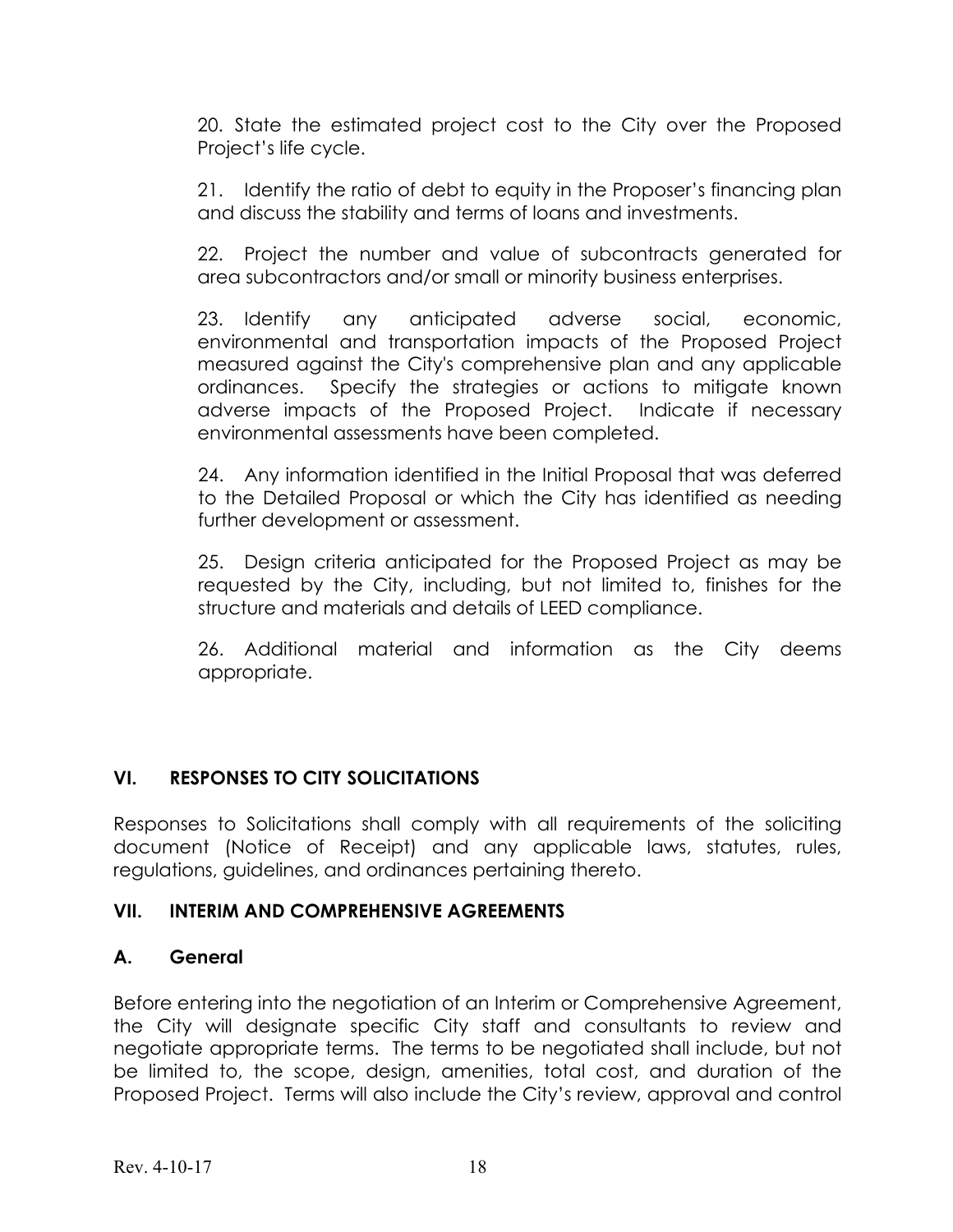20. State the estimated project cost to the City over the Proposed Project's life cycle.

21. Identify the ratio of debt to equity in the Proposer's financing plan and discuss the stability and terms of loans and investments.

22. Project the number and value of subcontracts generated for area subcontractors and/or small or minority business enterprises.

23. Identify any anticipated adverse social, economic, environmental and transportation impacts of the Proposed Project measured against the City's comprehensive plan and any applicable ordinances. Specify the strategies or actions to mitigate known adverse impacts of the Proposed Project. Indicate if necessary environmental assessments have been completed.

24. Any information identified in the Initial Proposal that was deferred to the Detailed Proposal or which the City has identified as needing further development or assessment.

25. Design criteria anticipated for the Proposed Project as may be requested by the City, including, but not limited to, finishes for the structure and materials and details of LEED compliance.

26. Additional material and information as the City deems appropriate.

## VI. RESPONSES TO CITY SOLICITATIONS

Responses to Solicitations shall comply with all requirements of the soliciting document (Notice of Receipt) and any applicable laws, statutes, rules, regulations, guidelines, and ordinances pertaining thereto.

## VII. INTERIM AND COMPREHENSIVE AGREEMENTS

### A. General

Before entering into the negotiation of an Interim or Comprehensive Agreement, the City will designate specific City staff and consultants to review and negotiate appropriate terms. The terms to be negotiated shall include, but not be limited to, the scope, design, amenities, total cost, and duration of the Proposed Project. Terms will also include the City's review, approval and control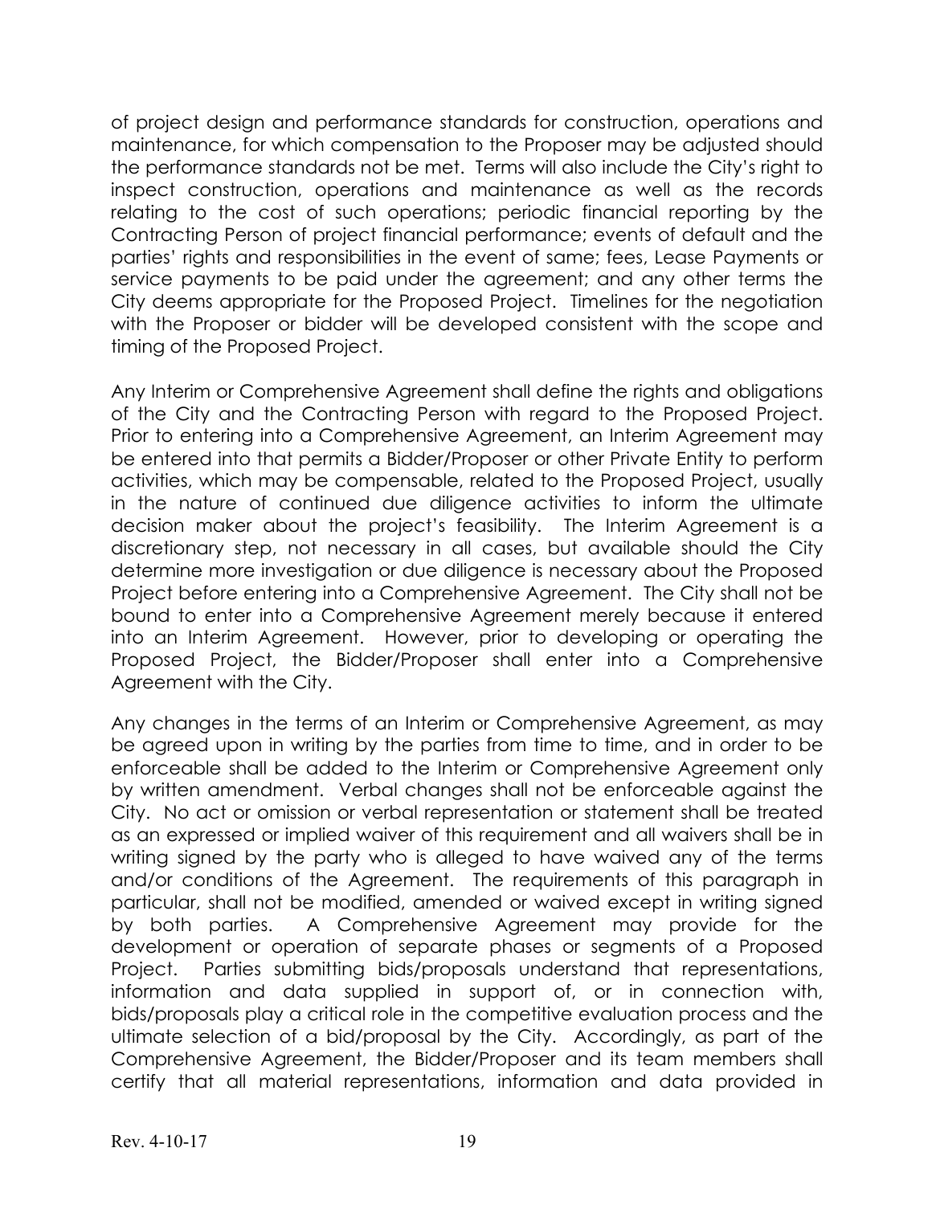of project design and performance standards for construction, operations and maintenance, for which compensation to the Proposer may be adjusted should the performance standards not be met. Terms will also include the City's right to inspect construction, operations and maintenance as well as the records relating to the cost of such operations; periodic financial reporting by the Contracting Person of project financial performance; events of default and the parties' rights and responsibilities in the event of same; fees, Lease Payments or service payments to be paid under the agreement; and any other terms the City deems appropriate for the Proposed Project. Timelines for the negotiation with the Proposer or bidder will be developed consistent with the scope and timing of the Proposed Project.

Any Interim or Comprehensive Agreement shall define the rights and obligations of the City and the Contracting Person with regard to the Proposed Project. Prior to entering into a Comprehensive Agreement, an Interim Agreement may be entered into that permits a Bidder/Proposer or other Private Entity to perform activities, which may be compensable, related to the Proposed Project, usually in the nature of continued due diligence activities to inform the ultimate decision maker about the project's feasibility. The Interim Agreement is a discretionary step, not necessary in all cases, but available should the City determine more investigation or due diligence is necessary about the Proposed Project before entering into a Comprehensive Agreement. The City shall not be bound to enter into a Comprehensive Agreement merely because it entered into an Interim Agreement. However, prior to developing or operating the Proposed Project, the Bidder/Proposer shall enter into a Comprehensive Agreement with the City.

Any changes in the terms of an Interim or Comprehensive Agreement, as may be agreed upon in writing by the parties from time to time, and in order to be enforceable shall be added to the Interim or Comprehensive Agreement only by written amendment. Verbal changes shall not be enforceable against the City. No act or omission or verbal representation or statement shall be treated as an expressed or implied waiver of this requirement and all waivers shall be in writing signed by the party who is alleged to have waived any of the terms and/or conditions of the Agreement. The requirements of this paragraph in particular, shall not be modified, amended or waived except in writing signed by both parties. A Comprehensive Agreement may provide for the development or operation of separate phases or segments of a Proposed Project. Parties submitting bids/proposals understand that representations, information and data supplied in support of, or in connection with, bids/proposals play a critical role in the competitive evaluation process and the ultimate selection of a bid/proposal by the City. Accordingly, as part of the Comprehensive Agreement, the Bidder/Proposer and its team members shall certify that all material representations, information and data provided in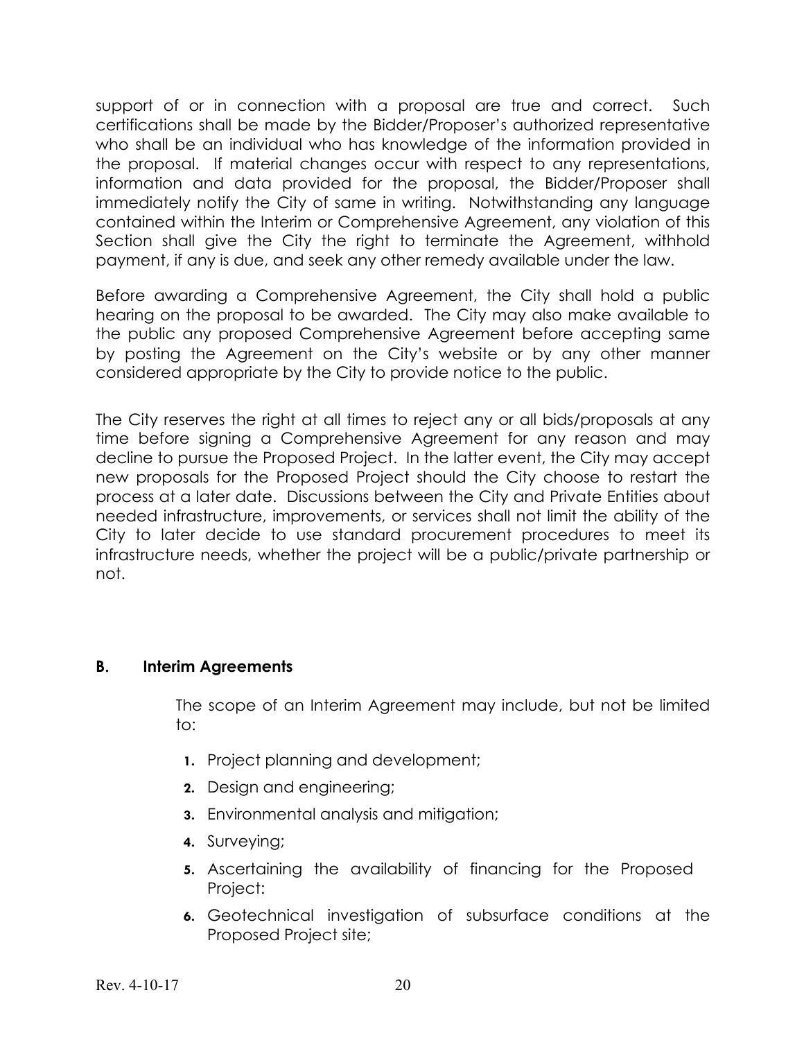support of or in connection with a proposal are true and correct. Such certifications shall be made by the Bidder/Proposer's authorized representative who shall be an individual who has knowledge of the information provided in the proposal. If material changes occur with respect to any representations, information and data provided for the proposal, the Bidder/Proposer shall immediately notify the City of same in writing. Notwithstanding any language contained within the Interim or Comprehensive Agreement, any violation of this Section shall give the City the right to terminate the Agreement, withhold payment, if any is due, and seek any other remedy available under the law.

Before awarding a Comprehensive Agreement, the City shall hold a public hearing on the proposal to be awarded. The City may also make available to the public any proposed Comprehensive Agreement before accepting same by posting the Agreement on the City's website or by any other manner considered appropriate by the City to provide notice to the public.

The City reserves the right at all times to reject any or all bids/proposals at any time before signing a Comprehensive Agreement for any reason and may decline to pursue the Proposed Project. In the latter event, the City may accept new proposals for the Proposed Project should the City choose to restart the process at a later date. Discussions between the City and Private Entities about needed infrastructure, improvements, or services shall not limit the ability of the City to later decide to use standard procurement procedures to meet its infrastructure needs, whether the project will be a public/private partnership or not.

### B. Interim Agreements

The scope of an Interim Agreement may include, but not be limited to:

1. Project planning and development;
2. Design and engineering;
3. Environmental analysis and mitigation;
4. Surveying;
5. Ascertaining the availability of financing for the Proposed Project:
6. Geotechnical investigation of subsurface conditions at the Proposed Project site;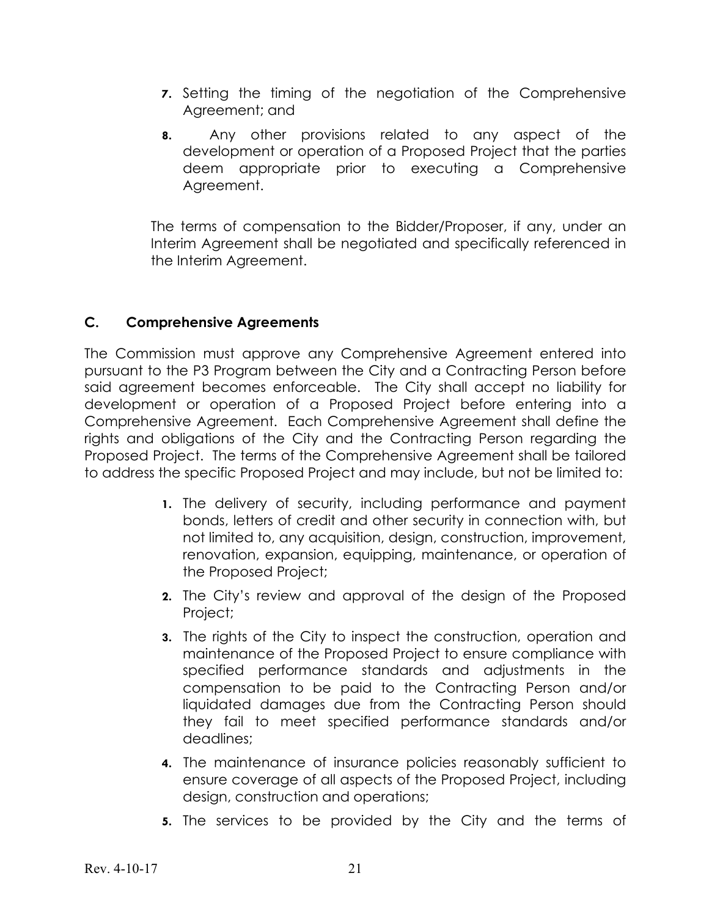7. Setting the timing of the negotiation of the Comprehensive Agreement; and

8. Any other provisions related to any aspect of the development or operation of a Proposed Project that the parties deem appropriate prior to executing a Comprehensive Agreement.

The terms of compensation to the Bidder/Proposer, if any, under an Interim Agreement shall be negotiated and specifically referenced in the Interim Agreement.

### C. Comprehensive Agreements

The Commission must approve any Comprehensive Agreement entered into pursuant to the P3 Program between the City and a Contracting Person before said agreement becomes enforceable. The City shall accept no liability for development or operation of a Proposed Project before entering into a Comprehensive Agreement. Each Comprehensive Agreement shall define the rights and obligations of the City and the Contracting Person regarding the Proposed Project. The terms of the Comprehensive Agreement shall be tailored to address the specific Proposed Project and may include, but not be limited to:

1. The delivery of security, including performance and payment bonds, letters of credit and other security in connection with, but not limited to, any acquisition, design, construction, improvement, renovation, expansion, equipping, maintenance, or operation of the Proposed Project;

2. The City's review and approval of the design of the Proposed Project;

3. The rights of the City to inspect the construction, operation and maintenance of the Proposed Project to ensure compliance with specified performance standards and adjustments in the compensation to be paid to the Contracting Person and/or liquidated damages due from the Contracting Person should they fail to meet specified performance standards and/or deadlines;

4. The maintenance of insurance policies reasonably sufficient to ensure coverage of all aspects of the Proposed Project, including design, construction and operations;

5. The services to be provided by the City and the terms of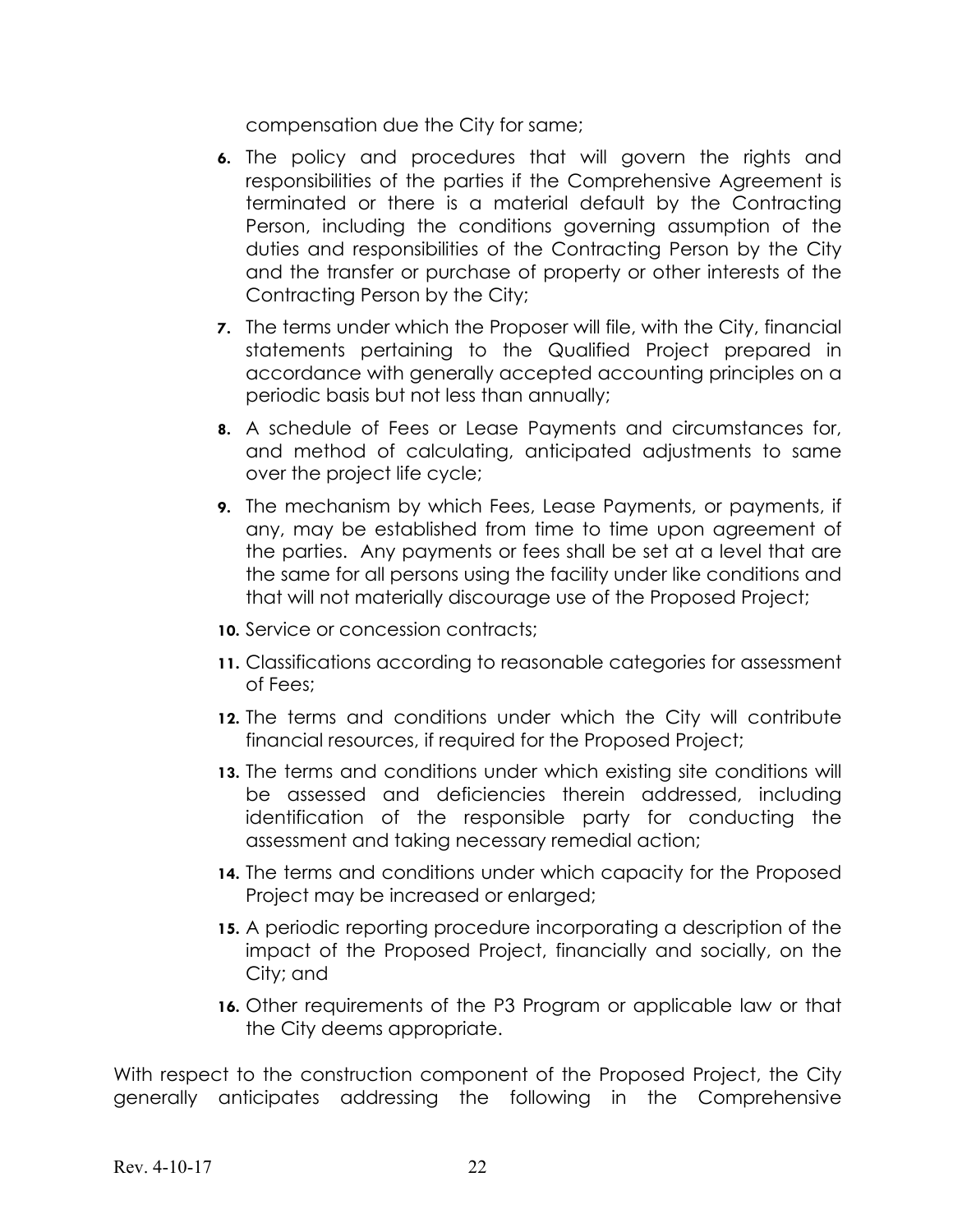compensation due the City for same;

6. The policy and procedures that will govern the rights and responsibilities of the parties if the Comprehensive Agreement is terminated or there is a material default by the Contracting Person, including the conditions governing assumption of the duties and responsibilities of the Contracting Person by the City and the transfer or purchase of property or other interests of the Contracting Person by the City;
7. The terms under which the Proposer will file, with the City, financial statements pertaining to the Qualified Project prepared in accordance with generally accepted accounting principles on a periodic basis but not less than annually;
8. A schedule of Fees or Lease Payments and circumstances for, and method of calculating, anticipated adjustments to same over the project life cycle;
9. The mechanism by which Fees, Lease Payments, or payments, if any, may be established from time to time upon agreement of the parties. Any payments or fees shall be set at a level that are the same for all persons using the facility under like conditions and that will not materially discourage use of the Proposed Project;
10. Service or concession contracts;
11. Classifications according to reasonable categories for assessment of Fees;
12. The terms and conditions under which the City will contribute financial resources, if required for the Proposed Project;
13. The terms and conditions under which existing site conditions will be assessed and deficiencies therein addressed, including identification of the responsible party for conducting the assessment and taking necessary remedial action;
14. The terms and conditions under which capacity for the Proposed Project may be increased or enlarged;
15. A periodic reporting procedure incorporating a description of the impact of the Proposed Project, financially and socially, on the City; and
16. Other requirements of the P3 Program or applicable law or that the City deems appropriate.

With respect to the construction component of the Proposed Project, the City generally anticipates addressing the following in the Comprehensive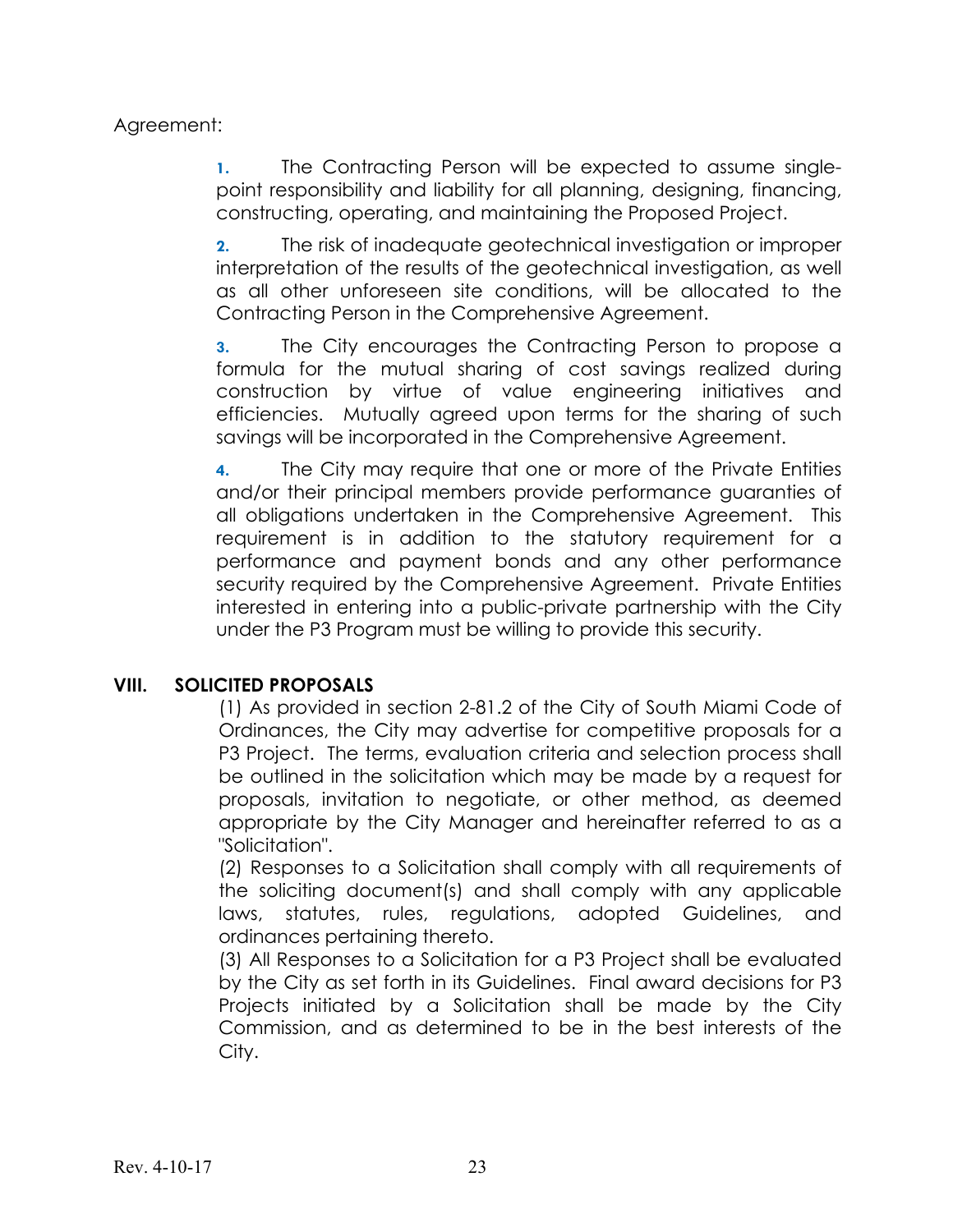Agreement:

1. The Contracting Person will be expected to assume single-point responsibility and liability for all planning, designing, financing, constructing, operating, and maintaining the Proposed Project.

2. The risk of inadequate geotechnical investigation or improper interpretation of the results of the geotechnical investigation, as well as all other unforeseen site conditions, will be allocated to the Contracting Person in the Comprehensive Agreement.

3. The City encourages the Contracting Person to propose a formula for the mutual sharing of cost savings realized during construction by virtue of value engineering initiatives and efficiencies. Mutually agreed upon terms for the sharing of such savings will be incorporated in the Comprehensive Agreement.

4. The City may require that one or more of the Private Entities and/or their principal members provide performance guaranties of all obligations undertaken in the Comprehensive Agreement. This requirement is in addition to the statutory requirement for a performance and payment bonds and any other performance security required by the Comprehensive Agreement. Private Entities interested in entering into a public-private partnership with the City under the P3 Program must be willing to provide this security.

## VIII. SOLICITED PROPOSALS

(1) As provided in section 2-81.2 of the City of South Miami Code of Ordinances, the City may advertise for competitive proposals for a P3 Project. The terms, evaluation criteria and selection process shall be outlined in the solicitation which may be made by a request for proposals, invitation to negotiate, or other method, as deemed appropriate by the City Manager and hereinafter referred to as a "Solicitation".

(2) Responses to a Solicitation shall comply with all requirements of the soliciting document(s) and shall comply with any applicable laws, statutes, rules, regulations, adopted Guidelines, and ordinances pertaining thereto.

(3) All Responses to a Solicitation for a P3 Project shall be evaluated by the City as set forth in its Guidelines. Final award decisions for P3 Projects initiated by a Solicitation shall be made by the City Commission, and as determined to be in the best interests of the City.

Rev. 4-10-17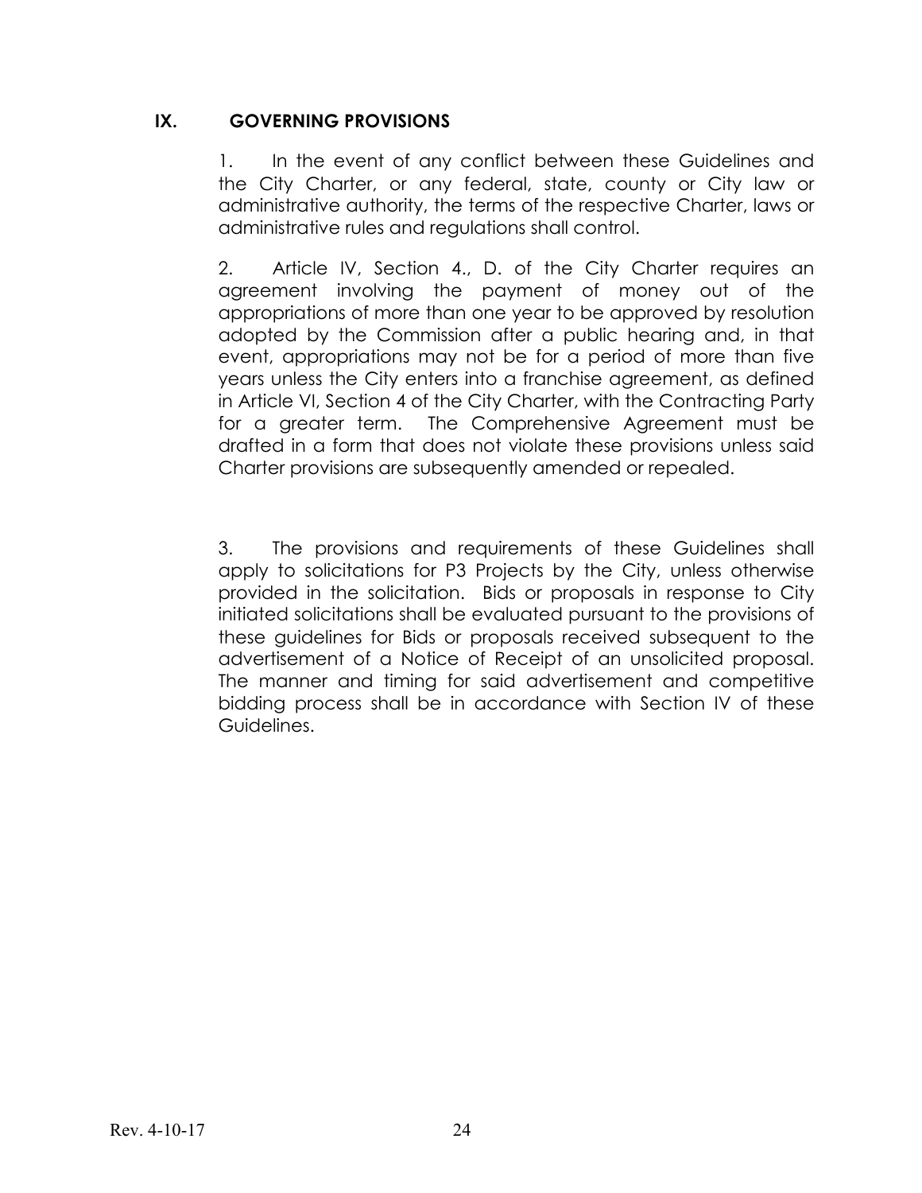## IX. GOVERNING PROVISIONS

1. In the event of any conflict between these Guidelines and the City Charter, or any federal, state, county or City law or administrative authority, the terms of the respective Charter, laws or administrative rules and regulations shall control.

2. Article IV, Section 4., D. of the City Charter requires an agreement involving the payment of money out of the appropriations of more than one year to be approved by resolution adopted by the Commission after a public hearing and, in that event, appropriations may not be for a period of more than five years unless the City enters into a franchise agreement, as defined in Article VI, Section 4 of the City Charter, with the Contracting Party for a greater term. The Comprehensive Agreement must be drafted in a form that does not violate these provisions unless said Charter provisions are subsequently amended or repealed.

3. The provisions and requirements of these Guidelines shall apply to solicitations for P3 Projects by the City, unless otherwise provided in the solicitation. Bids or proposals in response to City initiated solicitations shall be evaluated pursuant to the provisions of these guidelines for Bids or proposals received subsequent to the advertisement of a Notice of Receipt of an unsolicited proposal. The manner and timing for said advertisement and competitive bidding process shall be in accordance with Section IV of these Guidelines.

Rev. 4-10-17